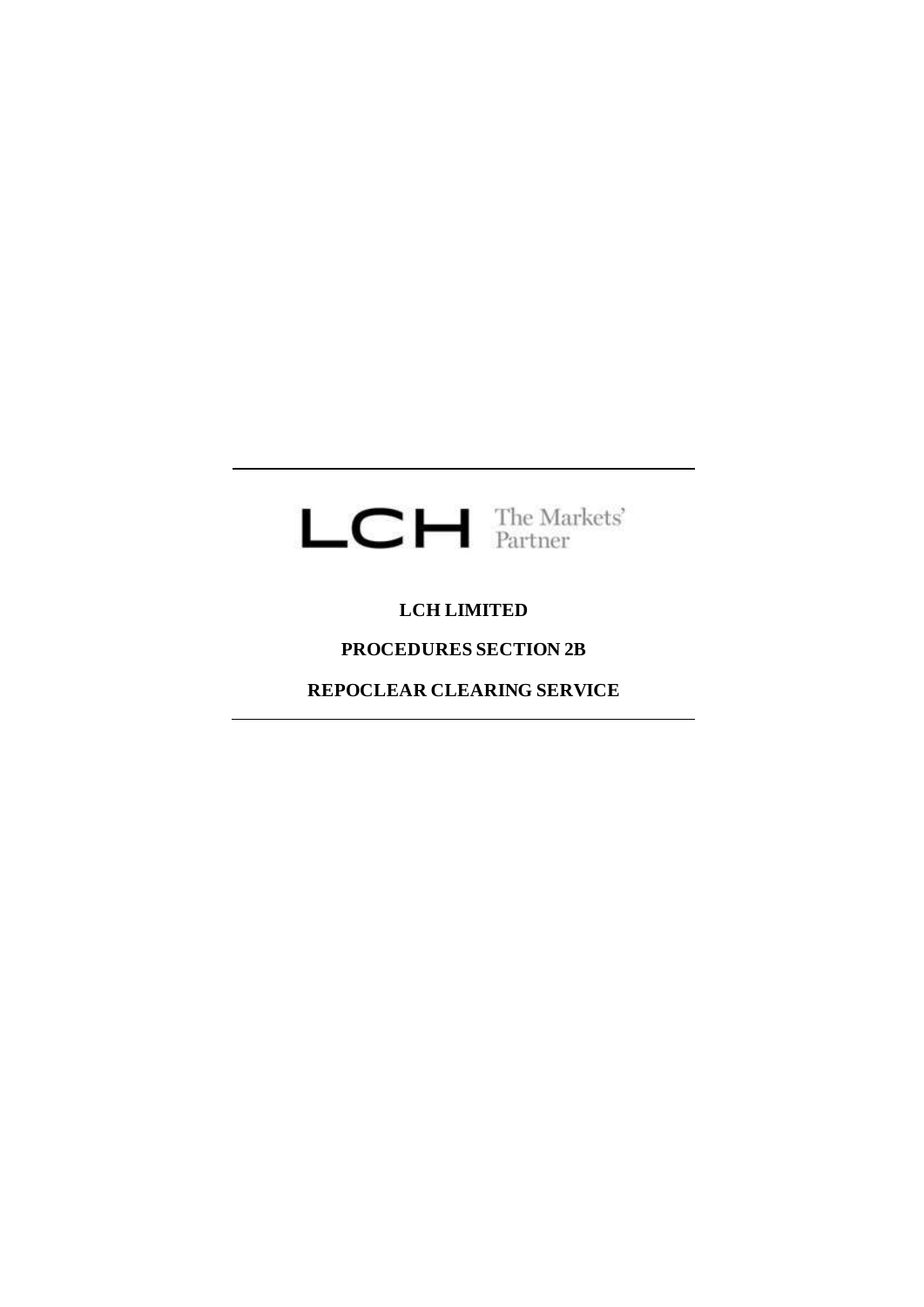LCH The Markets' Partner

# LCH LIMITED

## PROCEDURES SECTION 2B

## REPOCLEAR CLEARING SERVICE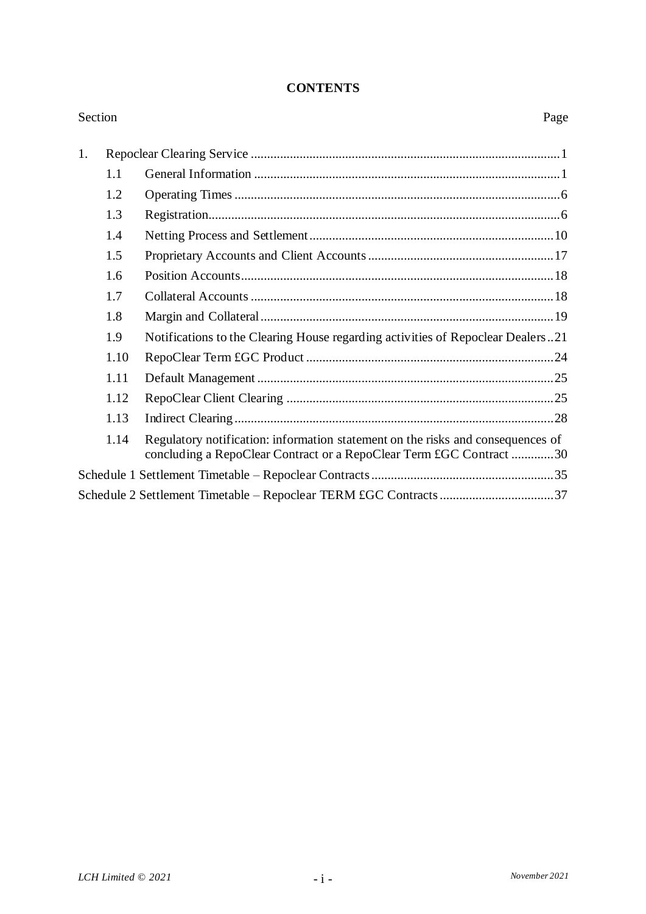# CONTENTS

| Section | | | Page |
|---|---|---|---|
| 1. | Repoclear Clearing Service | | 1 |
| | 1.1 | General Information | 1 |
| | 1.2 | Operating Times | 6 |
| | 1.3 | Registration | 6 |
| | 1.4 | Netting Process and Settlement | 10 |
| | 1.5 | Proprietary Accounts and Client Accounts | 17 |
| | 1.6 | Position Accounts | 18 |
| | 1.7 | Collateral Accounts | 18 |
| | 1.8 | Margin and Collateral | 19 |
| | 1.9 | Notifications to the Clearing House regarding activities of Repoclear Dealers | 21 |
| | 1.10 | RepoClear Term £GC Product | 24 |
| | 1.11 | Default Management | 25 |
| | 1.12 | RepoClear Client Clearing | 25 |
| | 1.13 | Indirect Clearing | 28 |
| | 1.14 | Regulatory notification: information statement on the risks and consequences of concluding a RepoClear Contract or a RepoClear Term £GC Contract | 30 |
| Schedule 1 Settlement Timetable – Repoclear Contracts | | | 35 |
| Schedule 2 Settlement Timetable – Repoclear TERM £GC Contracts | | | 37 |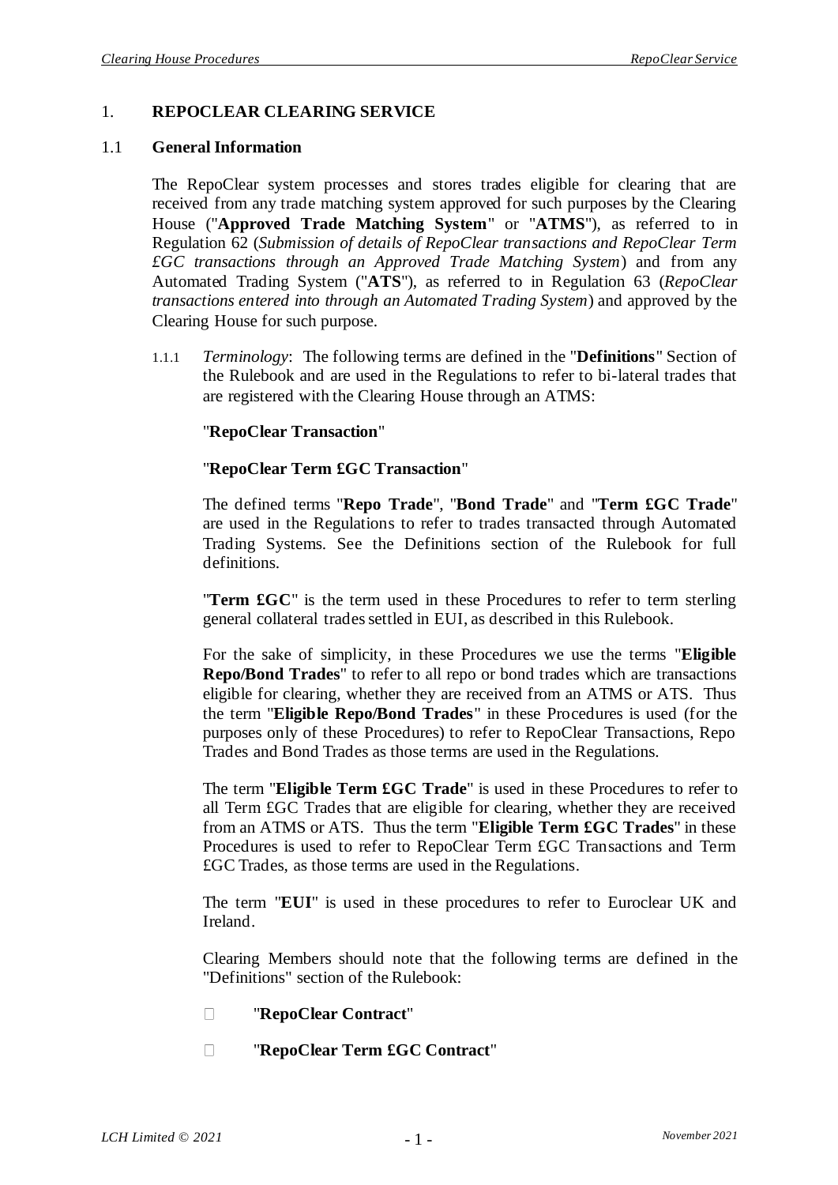# 1. REPOCLEAR CLEARING SERVICE

## 1.1 General Information

The RepoClear system processes and stores trades eligible for clearing that are received from any trade matching system approved for such purposes by the Clearing House ("**Approved Trade Matching System**" or "**ATMS**"), as referred to in Regulation 62 (*Submission of details of RepoClear transactions and RepoClear Term £GC transactions through an Approved Trade Matching System*) and from any Automated Trading System ("**ATS**"), as referred to in Regulation 63 (*RepoClear transactions entered into through an Automated Trading System*) and approved by the Clearing House for such purpose.

1.1.1 *Terminology*: The following terms are defined in the "**Definitions**" Section of the Rulebook and are used in the Regulations to refer to bi-lateral trades that are registered with the Clearing House through an ATMS:

"**RepoClear Transaction**"

"**RepoClear Term £GC Transaction**"

The defined terms "**Repo Trade**", "**Bond Trade**" and "**Term £GC Trade**" are used in the Regulations to refer to trades transacted through Automated Trading Systems. See the Definitions section of the Rulebook for full definitions.

"**Term £GC**" is the term used in these Procedures to refer to term sterling general collateral trades settled in EUI, as described in this Rulebook.

For the sake of simplicity, in these Procedures we use the terms "**Eligible Repo/Bond Trades**" to refer to all repo or bond trades which are transactions eligible for clearing, whether they are received from an ATMS or ATS. Thus the term "**Eligible Repo/Bond Trades**" in these Procedures is used (for the purposes only of these Procedures) to refer to RepoClear Transactions, Repo Trades and Bond Trades as those terms are used in the Regulations.

The term "**Eligible Term £GC Trade**" is used in these Procedures to refer to all Term £GC Trades that are eligible for clearing, whether they are received from an ATMS or ATS. Thus the term "**Eligible Term £GC Trades**" in these Procedures is used to refer to RepoClear Term £GC Transactions and Term £GC Trades, as those terms are used in the Regulations.

The term "**EUI**" is used in these procedures to refer to Euroclear UK and Ireland.

Clearing Members should note that the following terms are defined in the "Definitions" section of the Rulebook:

- "**RepoClear Contract**"
- "**RepoClear Term £GC Contract**"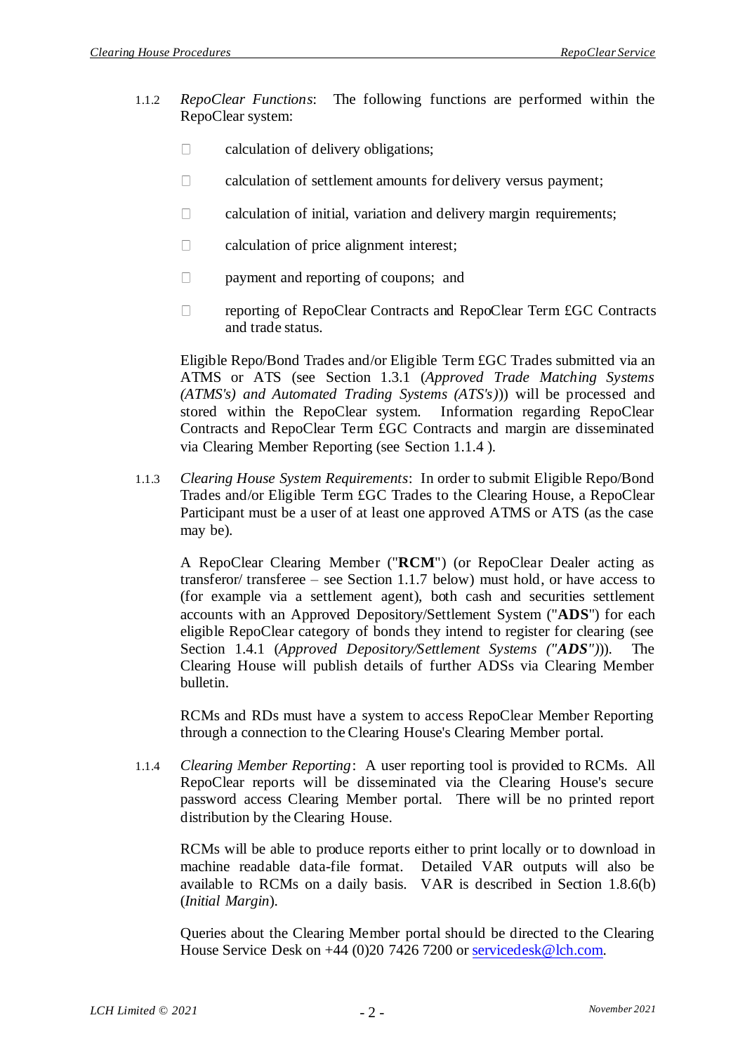1.1.2 *RepoClear Functions*: The following functions are performed within the RepoClear system:

- calculation of delivery obligations;
- calculation of settlement amounts for delivery versus payment;
- calculation of initial, variation and delivery margin requirements;
- calculation of price alignment interest;
- payment and reporting of coupons; and
- reporting of RepoClear Contracts and RepoClear Term £GC Contracts and trade status.

Eligible Repo/Bond Trades and/or Eligible Term £GC Trades submitted via an ATMS or ATS (see Section 1.3.1 (*Approved Trade Matching Systems (ATMS's) and Automated Trading Systems (ATS's)*)) will be processed and stored within the RepoClear system. Information regarding RepoClear Contracts and RepoClear Term £GC Contracts and margin are disseminated via Clearing Member Reporting (see Section 1.1.4 ).

1.1.3 *Clearing House System Requirements*: In order to submit Eligible Repo/Bond Trades and/or Eligible Term £GC Trades to the Clearing House, a RepoClear Participant must be a user of at least one approved ATMS or ATS (as the case may be).

A RepoClear Clearing Member ("**RCM**") (or RepoClear Dealer acting as transferor/ transferee – see Section 1.1.7 below) must hold, or have access to (for example via a settlement agent), both cash and securities settlement accounts with an Approved Depository/Settlement System ("**ADS**") for each eligible RepoClear category of bonds they intend to register for clearing (see Section 1.4.1 (*Approved Depository/Settlement Systems ("**ADS**")*)). The Clearing House will publish details of further ADSs via Clearing Member bulletin.

RCMs and RDs must have a system to access RepoClear Member Reporting through a connection to the Clearing House's Clearing Member portal.

1.1.4 *Clearing Member Reporting*: A user reporting tool is provided to RCMs. All RepoClear reports will be disseminated via the Clearing House's secure password access Clearing Member portal. There will be no printed report distribution by the Clearing House.

RCMs will be able to produce reports either to print locally or to download in machine readable data-file format. Detailed VAR outputs will also be available to RCMs on a daily basis. VAR is described in Section 1.8.6(b) (*Initial Margin*).

Queries about the Clearing Member portal should be directed to the Clearing House Service Desk on +44 (0)20 7426 7200 or servicedesk@lch.com.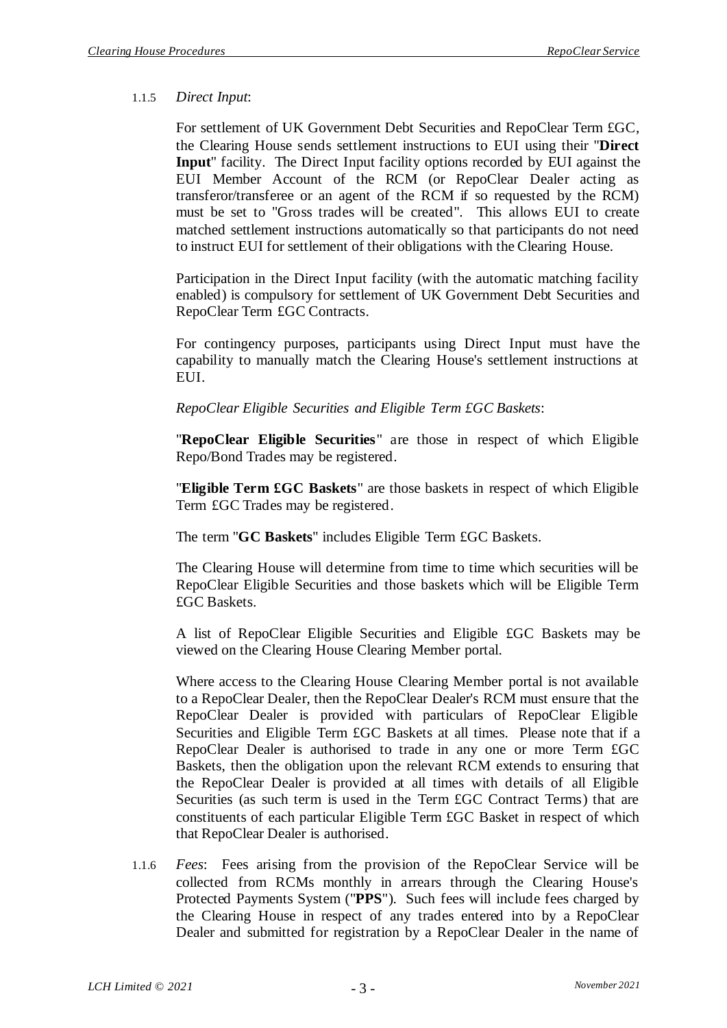1.1.5 *Direct Input*:

For settlement of UK Government Debt Securities and RepoClear Term £GC, the Clearing House sends settlement instructions to EUI using their "**Direct Input**" facility. The Direct Input facility options recorded by EUI against the EUI Member Account of the RCM (or RepoClear Dealer acting as transferor/transferee or an agent of the RCM if so requested by the RCM) must be set to "Gross trades will be created". This allows EUI to create matched settlement instructions automatically so that participants do not need to instruct EUI for settlement of their obligations with the Clearing House.

Participation in the Direct Input facility (with the automatic matching facility enabled) is compulsory for settlement of UK Government Debt Securities and RepoClear Term £GC Contracts.

For contingency purposes, participants using Direct Input must have the capability to manually match the Clearing House's settlement instructions at EUI.

*RepoClear Eligible Securities and Eligible Term £GC Baskets*:

"**RepoClear Eligible Securities**" are those in respect of which Eligible Repo/Bond Trades may be registered.

"**Eligible Term £GC Baskets**" are those baskets in respect of which Eligible Term £GC Trades may be registered.

The term "**GC Baskets**" includes Eligible Term £GC Baskets.

The Clearing House will determine from time to time which securities will be RepoClear Eligible Securities and those baskets which will be Eligible Term £GC Baskets.

A list of RepoClear Eligible Securities and Eligible £GC Baskets may be viewed on the Clearing House Clearing Member portal.

Where access to the Clearing House Clearing Member portal is not available to a RepoClear Dealer, then the RepoClear Dealer's RCM must ensure that the RepoClear Dealer is provided with particulars of RepoClear Eligible Securities and Eligible Term £GC Baskets at all times. Please note that if a RepoClear Dealer is authorised to trade in any one or more Term £GC Baskets, then the obligation upon the relevant RCM extends to ensuring that the RepoClear Dealer is provided at all times with details of all Eligible Securities (as such term is used in the Term £GC Contract Terms) that are constituents of each particular Eligible Term £GC Basket in respect of which that RepoClear Dealer is authorised.

1.1.6 *Fees*: Fees arising from the provision of the RepoClear Service will be collected from RCMs monthly in arrears through the Clearing House's Protected Payments System ("**PPS**"). Such fees will include fees charged by the Clearing House in respect of any trades entered into by a RepoClear Dealer and submitted for registration by a RepoClear Dealer in the name of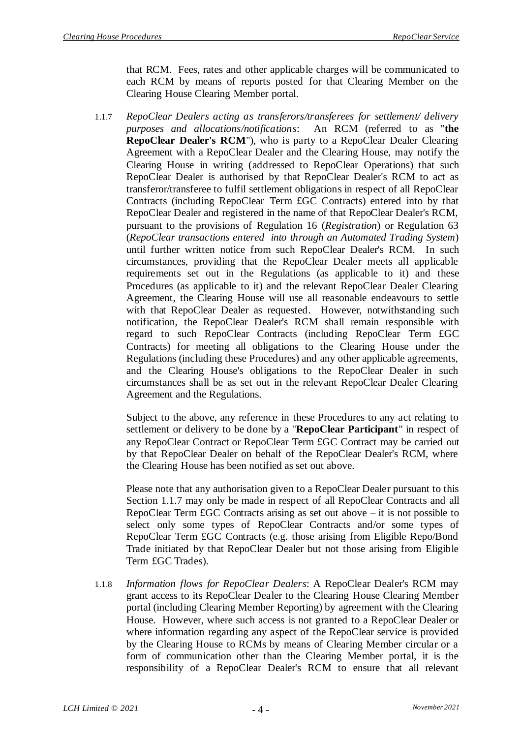that RCM. Fees, rates and other applicable charges will be communicated to each RCM by means of reports posted for that Clearing Member on the Clearing House Clearing Member portal.

1.1.7 *RepoClear Dealers acting as transferors/transferees for settlement/ delivery purposes and allocations/notifications*: An RCM (referred to as "**the RepoClear Dealer's RCM**"), who is party to a RepoClear Dealer Clearing Agreement with a RepoClear Dealer and the Clearing House, may notify the Clearing House in writing (addressed to RepoClear Operations) that such RepoClear Dealer is authorised by that RepoClear Dealer's RCM to act as transferor/transferee to fulfil settlement obligations in respect of all RepoClear Contracts (including RepoClear Term £GC Contracts) entered into by that RepoClear Dealer and registered in the name of that RepoClear Dealer's RCM, pursuant to the provisions of Regulation 16 (*Registration*) or Regulation 63 (*RepoClear transactions entered into through an Automated Trading System*) until further written notice from such RepoClear Dealer's RCM. In such circumstances, providing that the RepoClear Dealer meets all applicable requirements set out in the Regulations (as applicable to it) and these Procedures (as applicable to it) and the relevant RepoClear Dealer Clearing Agreement, the Clearing House will use all reasonable endeavours to settle with that RepoClear Dealer as requested. However, notwithstanding such notification, the RepoClear Dealer's RCM shall remain responsible with regard to such RepoClear Contracts (including RepoClear Term £GC Contracts) for meeting all obligations to the Clearing House under the Regulations (including these Procedures) and any other applicable agreements, and the Clearing House's obligations to the RepoClear Dealer in such circumstances shall be as set out in the relevant RepoClear Dealer Clearing Agreement and the Regulations.

Subject to the above, any reference in these Procedures to any act relating to settlement or delivery to be done by a "**RepoClear Participant**" in respect of any RepoClear Contract or RepoClear Term £GC Contract may be carried out by that RepoClear Dealer on behalf of the RepoClear Dealer's RCM, where the Clearing House has been notified as set out above.

Please note that any authorisation given to a RepoClear Dealer pursuant to this Section 1.1.7 may only be made in respect of all RepoClear Contracts and all RepoClear Term £GC Contracts arising as set out above – it is not possible to select only some types of RepoClear Contracts and/or some types of RepoClear Term £GC Contracts (e.g. those arising from Eligible Repo/Bond Trade initiated by that RepoClear Dealer but not those arising from Eligible Term £GC Trades).

1.1.8 *Information flows for RepoClear Dealers*: A RepoClear Dealer's RCM may grant access to its RepoClear Dealer to the Clearing House Clearing Member portal (including Clearing Member Reporting) by agreement with the Clearing House. However, where such access is not granted to a RepoClear Dealer or where information regarding any aspect of the RepoClear service is provided by the Clearing House to RCMs by means of Clearing Member circular or a form of communication other than the Clearing Member portal, it is the responsibility of a RepoClear Dealer's RCM to ensure that all relevant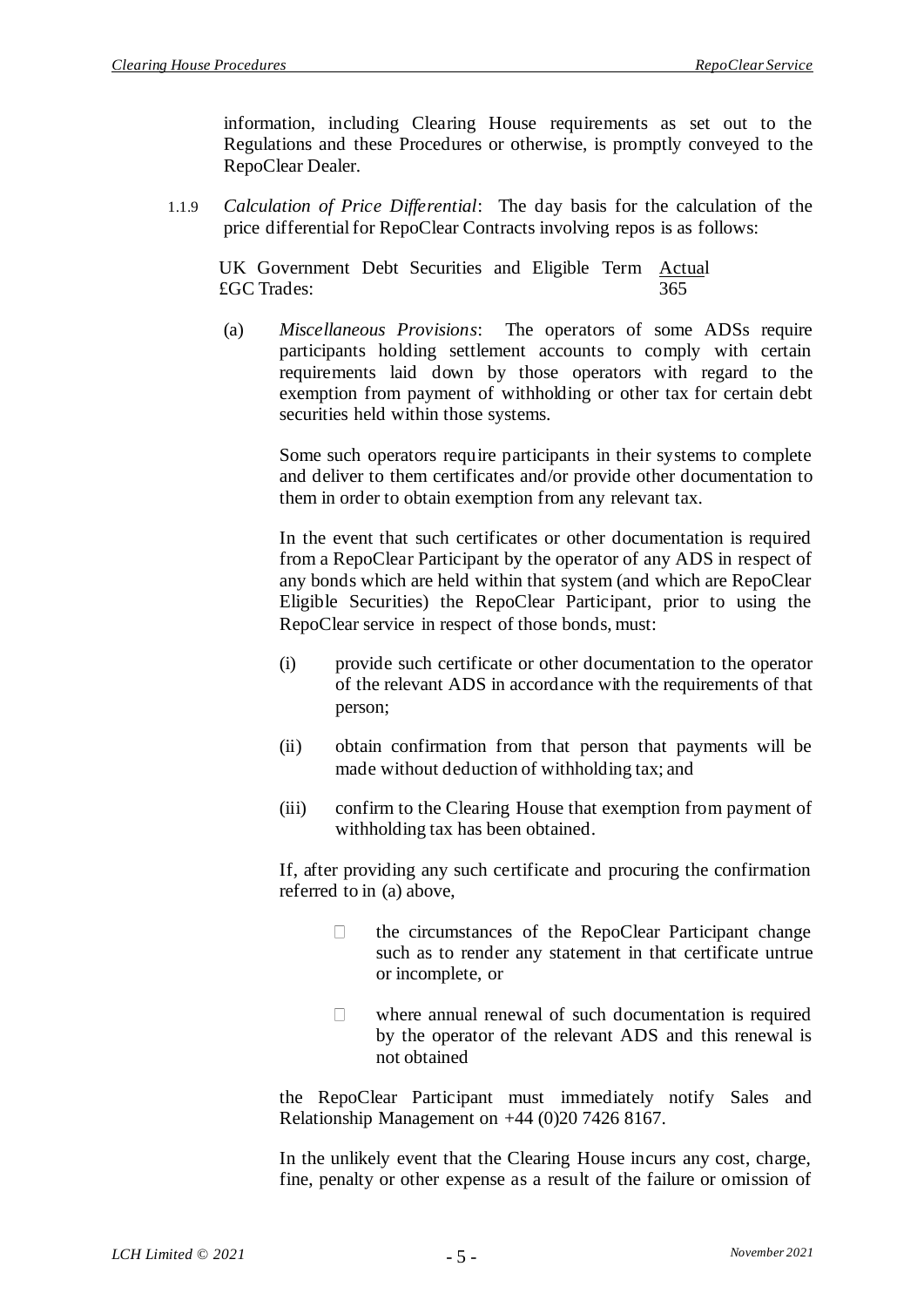information, including Clearing House requirements as set out to the Regulations and these Procedures or otherwise, is promptly conveyed to the RepoClear Dealer.

1.1.9 *Calculation of Price Differential*: The day basis for the calculation of the price differential for RepoClear Contracts involving repos is as follows:

| | |
|---|---|
| UK Government Debt Securities and Eligible Term £GC Trades: | Actual 365 |

(a) *Miscellaneous Provisions*: The operators of some ADSs require participants holding settlement accounts to comply with certain requirements laid down by those operators with regard to the exemption from payment of withholding or other tax for certain debt securities held within those systems.

Some such operators require participants in their systems to complete and deliver to them certificates and/or provide other documentation to them in order to obtain exemption from any relevant tax.

In the event that such certificates or other documentation is required from a RepoClear Participant by the operator of any ADS in respect of any bonds which are held within that system (and which are RepoClear Eligible Securities) the RepoClear Participant, prior to using the RepoClear service in respect of those bonds, must:

(i) provide such certificate or other documentation to the operator of the relevant ADS in accordance with the requirements of that person;

(ii) obtain confirmation from that person that payments will be made without deduction of withholding tax; and

(iii) confirm to the Clearing House that exemption from payment of withholding tax has been obtained.

If, after providing any such certificate and procuring the confirmation referred to in (a) above,

- the circumstances of the RepoClear Participant change such as to render any statement in that certificate untrue or incomplete, or
- where annual renewal of such documentation is required by the operator of the relevant ADS and this renewal is not obtained

the RepoClear Participant must immediately notify Sales and Relationship Management on +44 (0)20 7426 8167.

In the unlikely event that the Clearing House incurs any cost, charge, fine, penalty or other expense as a result of the failure or omission of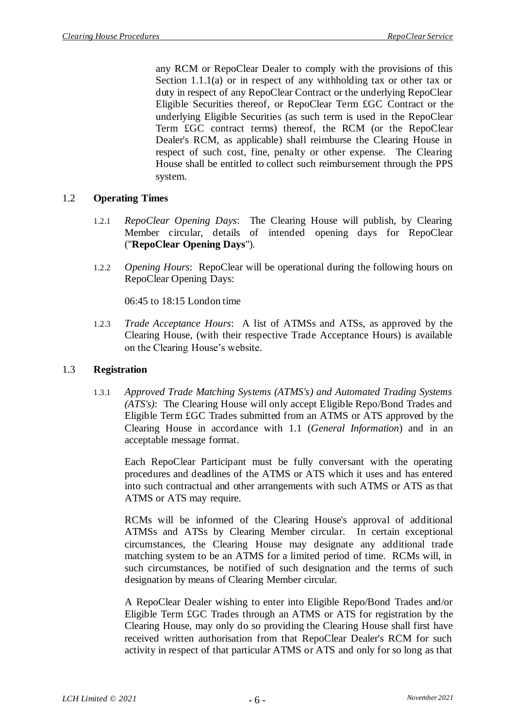any RCM or RepoClear Dealer to comply with the provisions of this Section 1.1.1(a) or in respect of any withholding tax or other tax or duty in respect of any RepoClear Contract or the underlying RepoClear Eligible Securities thereof, or RepoClear Term £GC Contract or the underlying Eligible Securities (as such term is used in the RepoClear Term £GC contract terms) thereof, the RCM (or the RepoClear Dealer's RCM, as applicable) shall reimburse the Clearing House in respect of such cost, fine, penalty or other expense. The Clearing House shall be entitled to collect such reimbursement through the PPS system.

## 1.2 Operating Times

1.2.1 *RepoClear Opening Days*: The Clearing House will publish, by Clearing Member circular, details of intended opening days for RepoClear ("**RepoClear Opening Days**").

1.2.2 *Opening Hours*: RepoClear will be operational during the following hours on RepoClear Opening Days:

06:45 to 18:15 London time

1.2.3 *Trade Acceptance Hours*: A list of ATMSs and ATSs, as approved by the Clearing House, (with their respective Trade Acceptance Hours) is available on the Clearing House's website.

## 1.3 Registration

1.3.1 *Approved Trade Matching Systems (ATMS's) and Automated Trading Systems (ATS's)*: The Clearing House will only accept Eligible Repo/Bond Trades and Eligible Term £GC Trades submitted from an ATMS or ATS approved by the Clearing House in accordance with 1.1 (*General Information*) and in an acceptable message format.

Each RepoClear Participant must be fully conversant with the operating procedures and deadlines of the ATMS or ATS which it uses and has entered into such contractual and other arrangements with such ATMS or ATS as that ATMS or ATS may require.

RCMs will be informed of the Clearing House's approval of additional ATMSs and ATSs by Clearing Member circular. In certain exceptional circumstances, the Clearing House may designate any additional trade matching system to be an ATMS for a limited period of time. RCMs will, in such circumstances, be notified of such designation and the terms of such designation by means of Clearing Member circular.

A RepoClear Dealer wishing to enter into Eligible Repo/Bond Trades and/or Eligible Term £GC Trades through an ATMS or ATS for registration by the Clearing House, may only do so providing the Clearing House shall first have received written authorisation from that RepoClear Dealer's RCM for such activity in respect of that particular ATMS or ATS and only for so long as that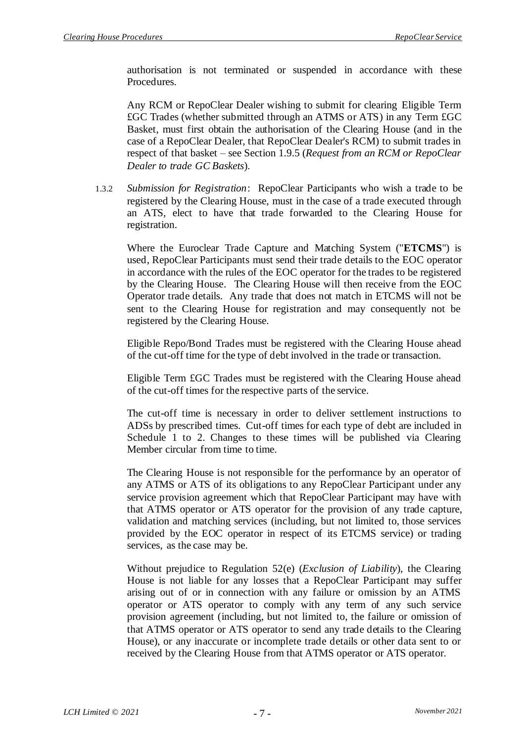authorisation is not terminated or suspended in accordance with these Procedures.

Any RCM or RepoClear Dealer wishing to submit for clearing Eligible Term £GC Trades (whether submitted through an ATMS or ATS) in any Term £GC Basket, must first obtain the authorisation of the Clearing House (and in the case of a RepoClear Dealer, that RepoClear Dealer's RCM) to submit trades in respect of that basket – see Section 1.9.5 (*Request from an RCM or RepoClear Dealer to trade GC Baskets*).

1.3.2 *Submission for Registration*: RepoClear Participants who wish a trade to be registered by the Clearing House, must in the case of a trade executed through an ATS, elect to have that trade forwarded to the Clearing House for registration.

Where the Euroclear Trade Capture and Matching System ("**ETCMS**") is used, RepoClear Participants must send their trade details to the EOC operator in accordance with the rules of the EOC operator for the trades to be registered by the Clearing House. The Clearing House will then receive from the EOC Operator trade details. Any trade that does not match in ETCMS will not be sent to the Clearing House for registration and may consequently not be registered by the Clearing House.

Eligible Repo/Bond Trades must be registered with the Clearing House ahead of the cut-off time for the type of debt involved in the trade or transaction.

Eligible Term £GC Trades must be registered with the Clearing House ahead of the cut-off times for the respective parts of the service.

The cut-off time is necessary in order to deliver settlement instructions to ADSs by prescribed times. Cut-off times for each type of debt are included in Schedule 1 to 2. Changes to these times will be published via Clearing Member circular from time to time.

The Clearing House is not responsible for the performance by an operator of any ATMS or ATS of its obligations to any RepoClear Participant under any service provision agreement which that RepoClear Participant may have with that ATMS operator or ATS operator for the provision of any trade capture, validation and matching services (including, but not limited to, those services provided by the EOC operator in respect of its ETCMS service) or trading services, as the case may be.

Without prejudice to Regulation 52(e) (*Exclusion of Liability*), the Clearing House is not liable for any losses that a RepoClear Participant may suffer arising out of or in connection with any failure or omission by an ATMS operator or ATS operator to comply with any term of any such service provision agreement (including, but not limited to, the failure or omission of that ATMS operator or ATS operator to send any trade details to the Clearing House), or any inaccurate or incomplete trade details or other data sent to or received by the Clearing House from that ATMS operator or ATS operator.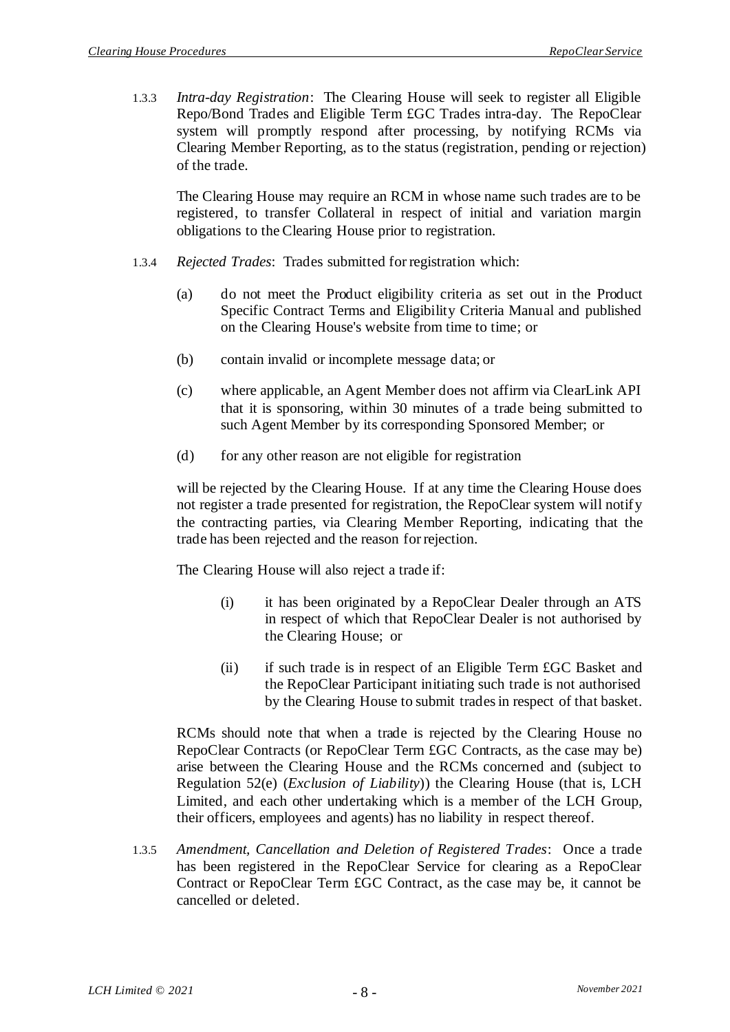1.3.3 *Intra-day Registration*: The Clearing House will seek to register all Eligible Repo/Bond Trades and Eligible Term £GC Trades intra-day. The RepoClear system will promptly respond after processing, by notifying RCMs via Clearing Member Reporting, as to the status (registration, pending or rejection) of the trade.

The Clearing House may require an RCM in whose name such trades are to be registered, to transfer Collateral in respect of initial and variation margin obligations to the Clearing House prior to registration.

1.3.4 *Rejected Trades*: Trades submitted for registration which:

(a) do not meet the Product eligibility criteria as set out in the Product Specific Contract Terms and Eligibility Criteria Manual and published on the Clearing House's website from time to time; or

(b) contain invalid or incomplete message data; or

(c) where applicable, an Agent Member does not affirm via ClearLink API that it is sponsoring, within 30 minutes of a trade being submitted to such Agent Member by its corresponding Sponsored Member; or

(d) for any other reason are not eligible for registration

will be rejected by the Clearing House. If at any time the Clearing House does not register a trade presented for registration, the RepoClear system will notify the contracting parties, via Clearing Member Reporting, indicating that the trade has been rejected and the reason for rejection.

The Clearing House will also reject a trade if:

(i) it has been originated by a RepoClear Dealer through an ATS in respect of which that RepoClear Dealer is not authorised by the Clearing House; or

(ii) if such trade is in respect of an Eligible Term £GC Basket and the RepoClear Participant initiating such trade is not authorised by the Clearing House to submit trades in respect of that basket.

RCMs should note that when a trade is rejected by the Clearing House no RepoClear Contracts (or RepoClear Term £GC Contracts, as the case may be) arise between the Clearing House and the RCMs concerned and (subject to Regulation 52(e) (*Exclusion of Liability*)) the Clearing House (that is, LCH Limited, and each other undertaking which is a member of the LCH Group, their officers, employees and agents) has no liability in respect thereof.

1.3.5 *Amendment, Cancellation and Deletion of Registered Trades*: Once a trade has been registered in the RepoClear Service for clearing as a RepoClear Contract or RepoClear Term £GC Contract, as the case may be, it cannot be cancelled or deleted.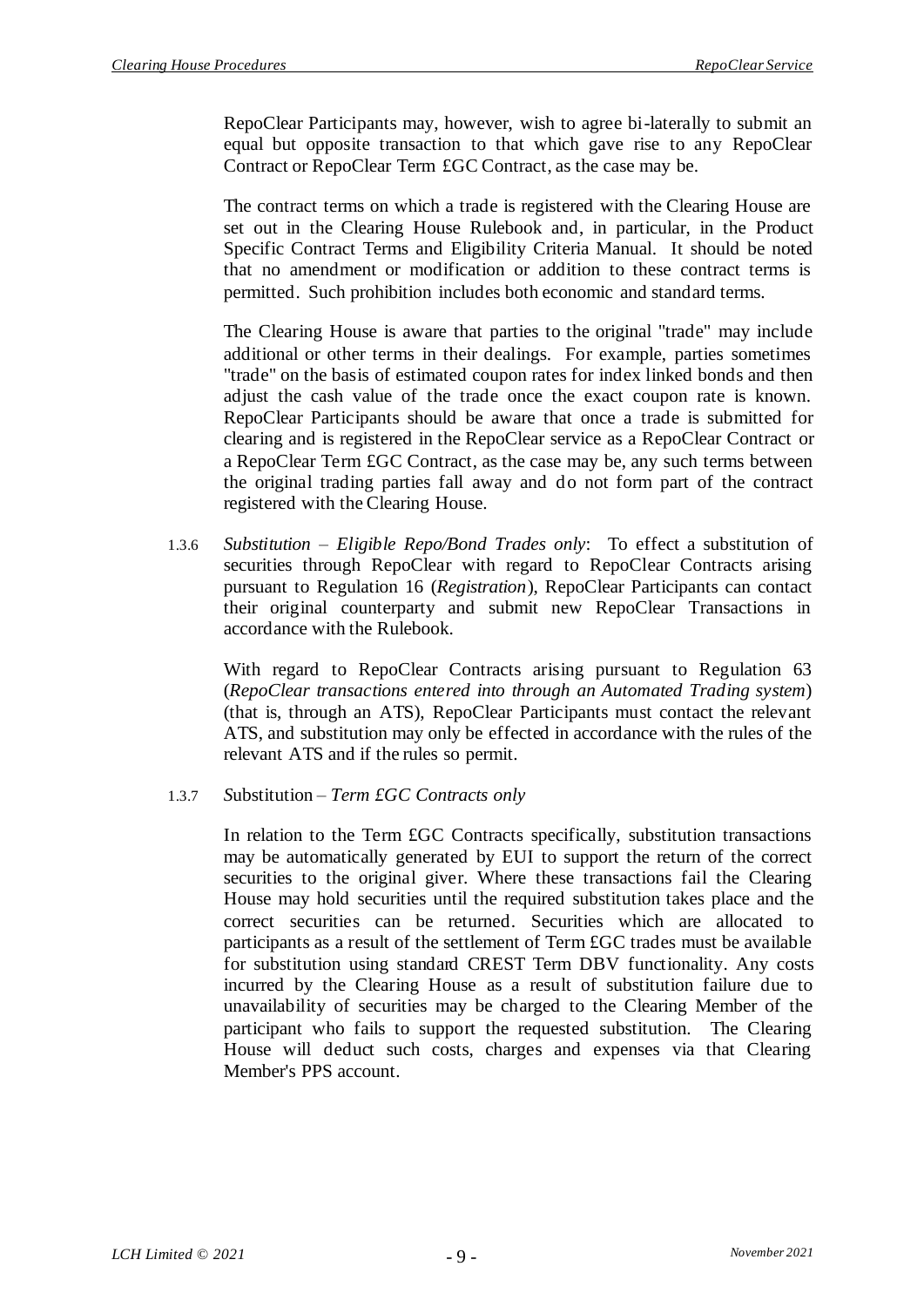RepoClear Participants may, however, wish to agree bi-laterally to submit an equal but opposite transaction to that which gave rise to any RepoClear Contract or RepoClear Term £GC Contract, as the case may be.

The contract terms on which a trade is registered with the Clearing House are set out in the Clearing House Rulebook and, in particular, in the Product Specific Contract Terms and Eligibility Criteria Manual. It should be noted that no amendment or modification or addition to these contract terms is permitted. Such prohibition includes both economic and standard terms.

The Clearing House is aware that parties to the original "trade" may include additional or other terms in their dealings. For example, parties sometimes "trade" on the basis of estimated coupon rates for index linked bonds and then adjust the cash value of the trade once the exact coupon rate is known. RepoClear Participants should be aware that once a trade is submitted for clearing and is registered in the RepoClear service as a RepoClear Contract or a RepoClear Term £GC Contract, as the case may be, any such terms between the original trading parties fall away and do not form part of the contract registered with the Clearing House.

1.3.6 *Substitution – Eligible Repo/Bond Trades only*: To effect a substitution of securities through RepoClear with regard to RepoClear Contracts arising pursuant to Regulation 16 (*Registration*), RepoClear Participants can contact their original counterparty and submit new RepoClear Transactions in accordance with the Rulebook.

With regard to RepoClear Contracts arising pursuant to Regulation 63 (*RepoClear transactions entered into through an Automated Trading system*) (that is, through an ATS), RepoClear Participants must contact the relevant ATS, and substitution may only be effected in accordance with the rules of the relevant ATS and if the rules so permit.

1.3.7 Substitution – *Term £GC Contracts only*

In relation to the Term £GC Contracts specifically, substitution transactions may be automatically generated by EUI to support the return of the correct securities to the original giver. Where these transactions fail the Clearing House may hold securities until the required substitution takes place and the correct securities can be returned. Securities which are allocated to participants as a result of the settlement of Term £GC trades must be available for substitution using standard CREST Term DBV functionality. Any costs incurred by the Clearing House as a result of substitution failure due to unavailability of securities may be charged to the Clearing Member of the participant who fails to support the requested substitution. The Clearing House will deduct such costs, charges and expenses via that Clearing Member's PPS account.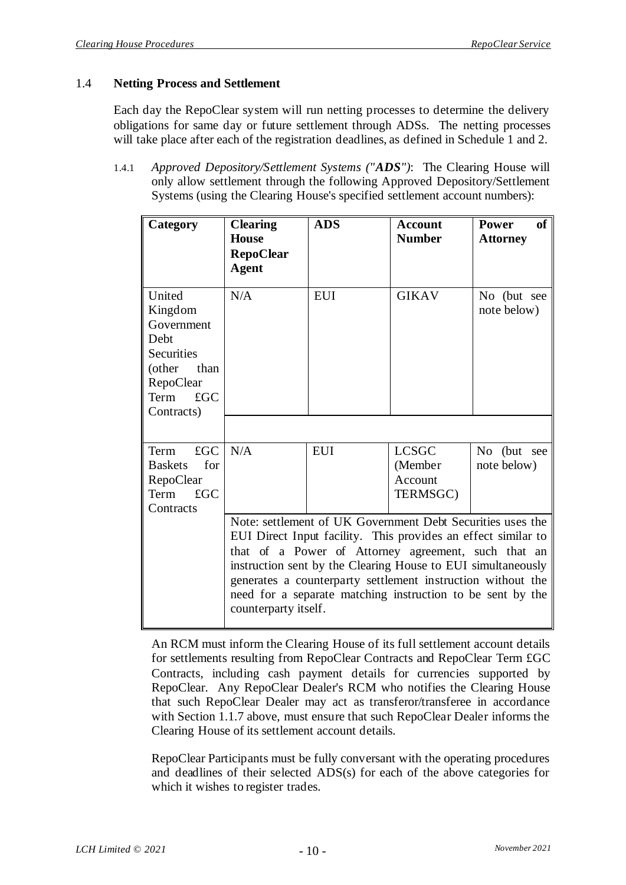### 1.4 **Netting Process and Settlement**

Each day the RepoClear system will run netting processes to determine the delivery obligations for same day or future settlement through ADSs. The netting processes will take place after each of the registration deadlines, as defined in Schedule 1 and 2.

1.4.1 *Approved Depository/Settlement Systems ("**ADS**")*: The Clearing House will only allow settlement through the following Approved Depository/Settlement Systems (using the Clearing House's specified settlement account numbers):

| Category | Clearing House RepoClear Agent | ADS | Account Number | Power of Attorney |
|---|---|---|---|---|
| United Kingdom Government Debt Securities (other than RepoClear Term £GC Contracts) | N/A | EUI | GIKAV | No (but see note below) |
| Term £GC Baskets for RepoClear Term £GC Contracts | N/A | EUI | LCSGC (Member Account TERMSGC) | No (but see note below) |
| | Note: settlement of UK Government Debt Securities uses the EUI Direct Input facility. This provides an effect similar to that of a Power of Attorney agreement, such that an instruction sent by the Clearing House to EUI simultaneously generates a counterparty settlement instruction without the need for a separate matching instruction to be sent by the counterparty itself. | | | |

An RCM must inform the Clearing House of its full settlement account details for settlements resulting from RepoClear Contracts and RepoClear Term £GC Contracts, including cash payment details for currencies supported by RepoClear. Any RepoClear Dealer's RCM who notifies the Clearing House that such RepoClear Dealer may act as transferor/transferee in accordance with Section 1.1.7 above, must ensure that such RepoClear Dealer informs the Clearing House of its settlement account details.

RepoClear Participants must be fully conversant with the operating procedures and deadlines of their selected ADS(s) for each of the above categories for which it wishes to register trades.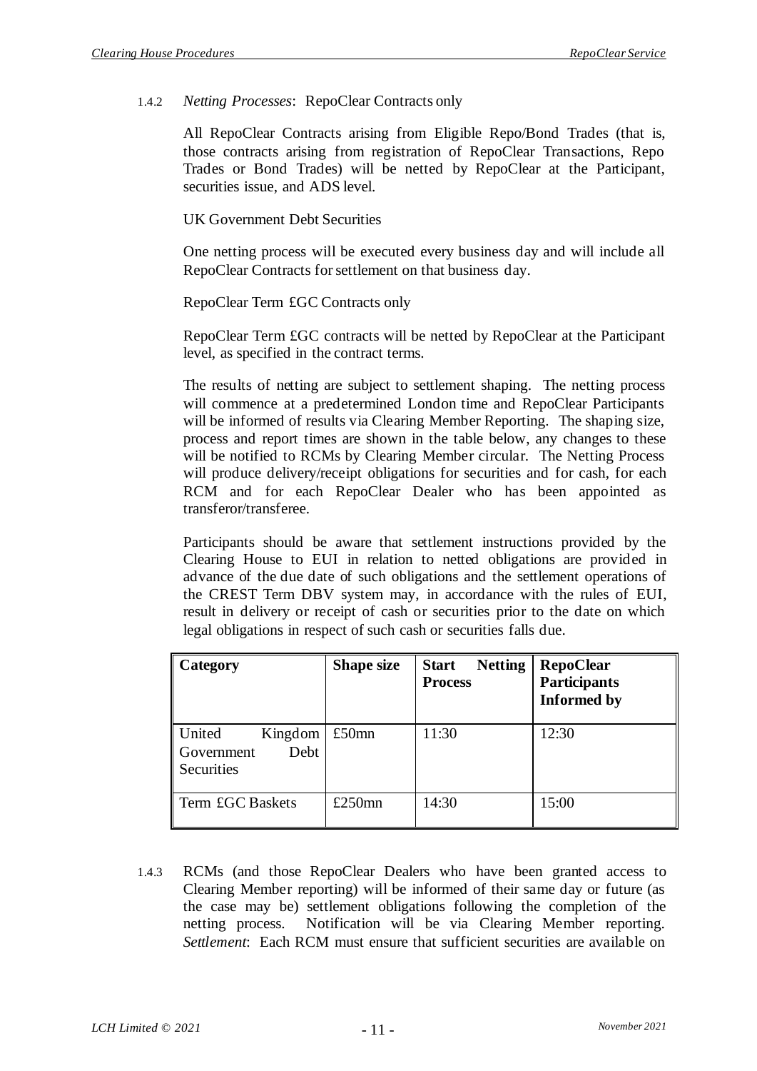1.4.2 *Netting Processes*: RepoClear Contracts only

All RepoClear Contracts arising from Eligible Repo/Bond Trades (that is, those contracts arising from registration of RepoClear Transactions, Repo Trades or Bond Trades) will be netted by RepoClear at the Participant, securities issue, and ADS level.

UK Government Debt Securities

One netting process will be executed every business day and will include all RepoClear Contracts for settlement on that business day.

RepoClear Term £GC Contracts only

RepoClear Term £GC contracts will be netted by RepoClear at the Participant level, as specified in the contract terms.

The results of netting are subject to settlement shaping. The netting process will commence at a predetermined London time and RepoClear Participants will be informed of results via Clearing Member Reporting. The shaping size, process and report times are shown in the table below, any changes to these will be notified to RCMs by Clearing Member circular. The Netting Process will produce delivery/receipt obligations for securities and for cash, for each RCM and for each RepoClear Dealer who has been appointed as transferor/transferee.

Participants should be aware that settlement instructions provided by the Clearing House to EUI in relation to netted obligations are provided in advance of the due date of such obligations and the settlement operations of the CREST Term DBV system may, in accordance with the rules of EUI, result in delivery or receipt of cash or securities prior to the date on which legal obligations in respect of such cash or securities falls due.

| **Category** | **Shape size** | **Start Netting Process** | **RepoClear Participants Informed by** |
|---|---|---|---|
| United Kingdom Government Debt Securities | £50mn | 11:30 | 12:30 |
| Term £GC Baskets | £250mn | 14:30 | 15:00 |

1.4.3 RCMs (and those RepoClear Dealers who have been granted access to Clearing Member reporting) will be informed of their same day or future (as the case may be) settlement obligations following the completion of the netting process. Notification will be via Clearing Member reporting. *Settlement*: Each RCM must ensure that sufficient securities are available on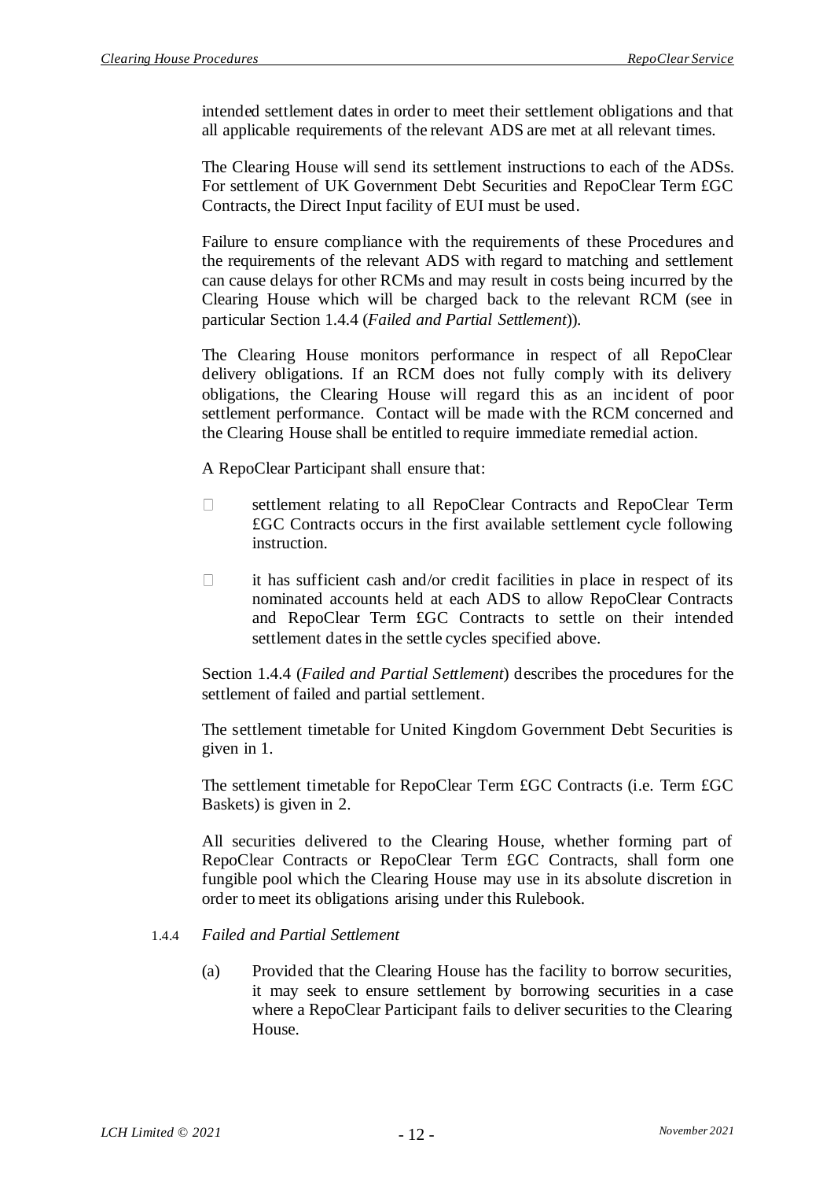intended settlement dates in order to meet their settlement obligations and that all applicable requirements of the relevant ADS are met at all relevant times.

The Clearing House will send its settlement instructions to each of the ADSs. For settlement of UK Government Debt Securities and RepoClear Term £GC Contracts, the Direct Input facility of EUI must be used.

Failure to ensure compliance with the requirements of these Procedures and the requirements of the relevant ADS with regard to matching and settlement can cause delays for other RCMs and may result in costs being incurred by the Clearing House which will be charged back to the relevant RCM (see in particular Section 1.4.4 (*Failed and Partial Settlement*)).

The Clearing House monitors performance in respect of all RepoClear delivery obligations. If an RCM does not fully comply with its delivery obligations, the Clearing House will regard this as an incident of poor settlement performance. Contact will be made with the RCM concerned and the Clearing House shall be entitled to require immediate remedial action.

A RepoClear Participant shall ensure that:

- settlement relating to all RepoClear Contracts and RepoClear Term £GC Contracts occurs in the first available settlement cycle following instruction.
- it has sufficient cash and/or credit facilities in place in respect of its nominated accounts held at each ADS to allow RepoClear Contracts and RepoClear Term £GC Contracts to settle on their intended settlement dates in the settle cycles specified above.

Section 1.4.4 (*Failed and Partial Settlement*) describes the procedures for the settlement of failed and partial settlement.

The settlement timetable for United Kingdom Government Debt Securities is given in 1.

The settlement timetable for RepoClear Term £GC Contracts (i.e. Term £GC Baskets) is given in 2.

All securities delivered to the Clearing House, whether forming part of RepoClear Contracts or RepoClear Term £GC Contracts, shall form one fungible pool which the Clearing House may use in its absolute discretion in order to meet its obligations arising under this Rulebook.

#### 1.4.4 *Failed and Partial Settlement*

(a) Provided that the Clearing House has the facility to borrow securities, it may seek to ensure settlement by borrowing securities in a case where a RepoClear Participant fails to deliver securities to the Clearing House.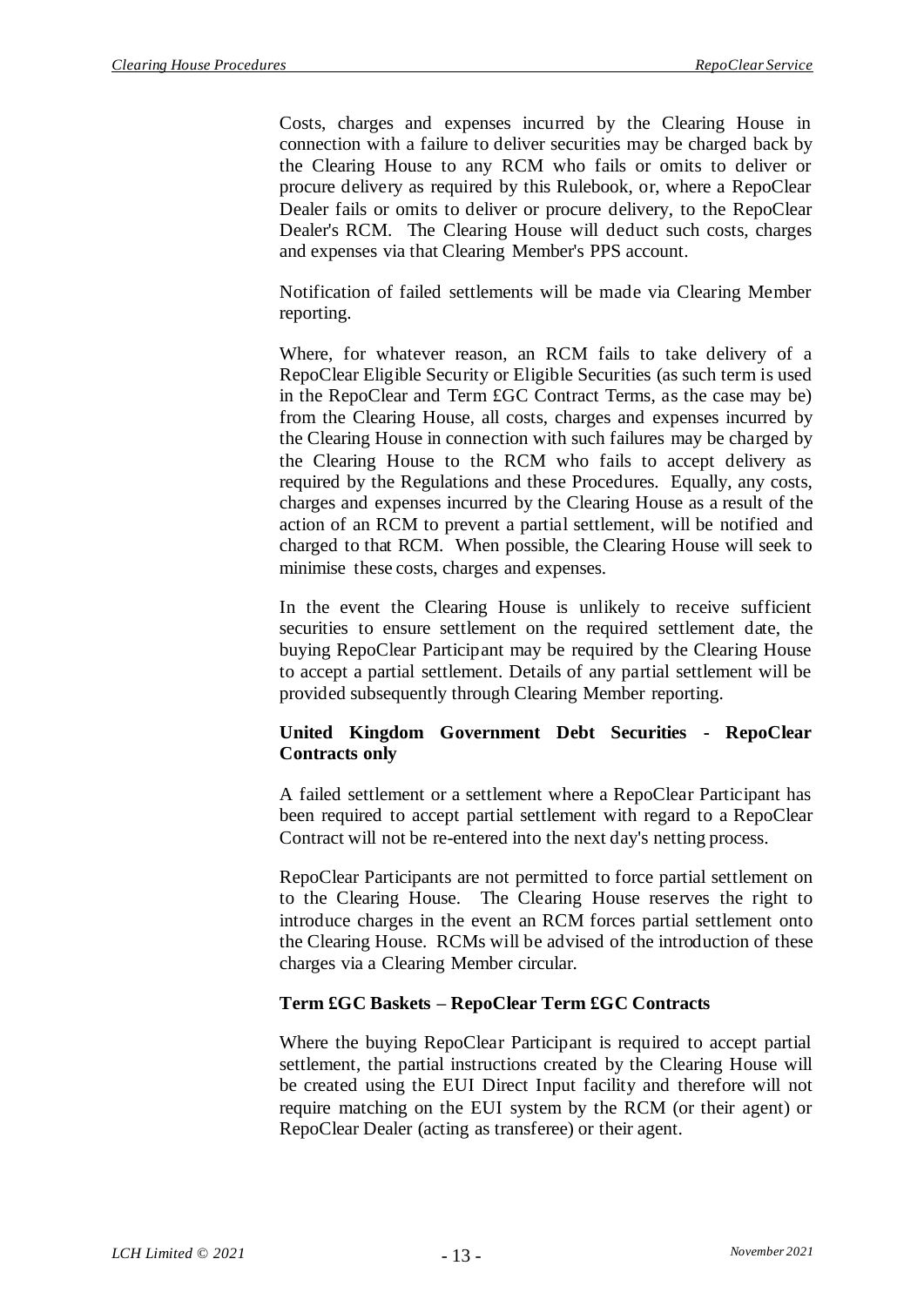Costs, charges and expenses incurred by the Clearing House in connection with a failure to deliver securities may be charged back by the Clearing House to any RCM who fails or omits to deliver or procure delivery as required by this Rulebook, or, where a RepoClear Dealer fails or omits to deliver or procure delivery, to the RepoClear Dealer's RCM. The Clearing House will deduct such costs, charges and expenses via that Clearing Member's PPS account.

Notification of failed settlements will be made via Clearing Member reporting.

Where, for whatever reason, an RCM fails to take delivery of a RepoClear Eligible Security or Eligible Securities (as such term is used in the RepoClear and Term £GC Contract Terms, as the case may be) from the Clearing House, all costs, charges and expenses incurred by the Clearing House in connection with such failures may be charged by the Clearing House to the RCM who fails to accept delivery as required by the Regulations and these Procedures. Equally, any costs, charges and expenses incurred by the Clearing House as a result of the action of an RCM to prevent a partial settlement, will be notified and charged to that RCM. When possible, the Clearing House will seek to minimise these costs, charges and expenses.

In the event the Clearing House is unlikely to receive sufficient securities to ensure settlement on the required settlement date, the buying RepoClear Participant may be required by the Clearing House to accept a partial settlement. Details of any partial settlement will be provided subsequently through Clearing Member reporting.

**United Kingdom Government Debt Securities - RepoClear Contracts only**

A failed settlement or a settlement where a RepoClear Participant has been required to accept partial settlement with regard to a RepoClear Contract will not be re-entered into the next day's netting process.

RepoClear Participants are not permitted to force partial settlement on to the Clearing House. The Clearing House reserves the right to introduce charges in the event an RCM forces partial settlement onto the Clearing House. RCMs will be advised of the introduction of these charges via a Clearing Member circular.

**Term £GC Baskets – RepoClear Term £GC Contracts**

Where the buying RepoClear Participant is required to accept partial settlement, the partial instructions created by the Clearing House will be created using the EUI Direct Input facility and therefore will not require matching on the EUI system by the RCM (or their agent) or RepoClear Dealer (acting as transferee) or their agent.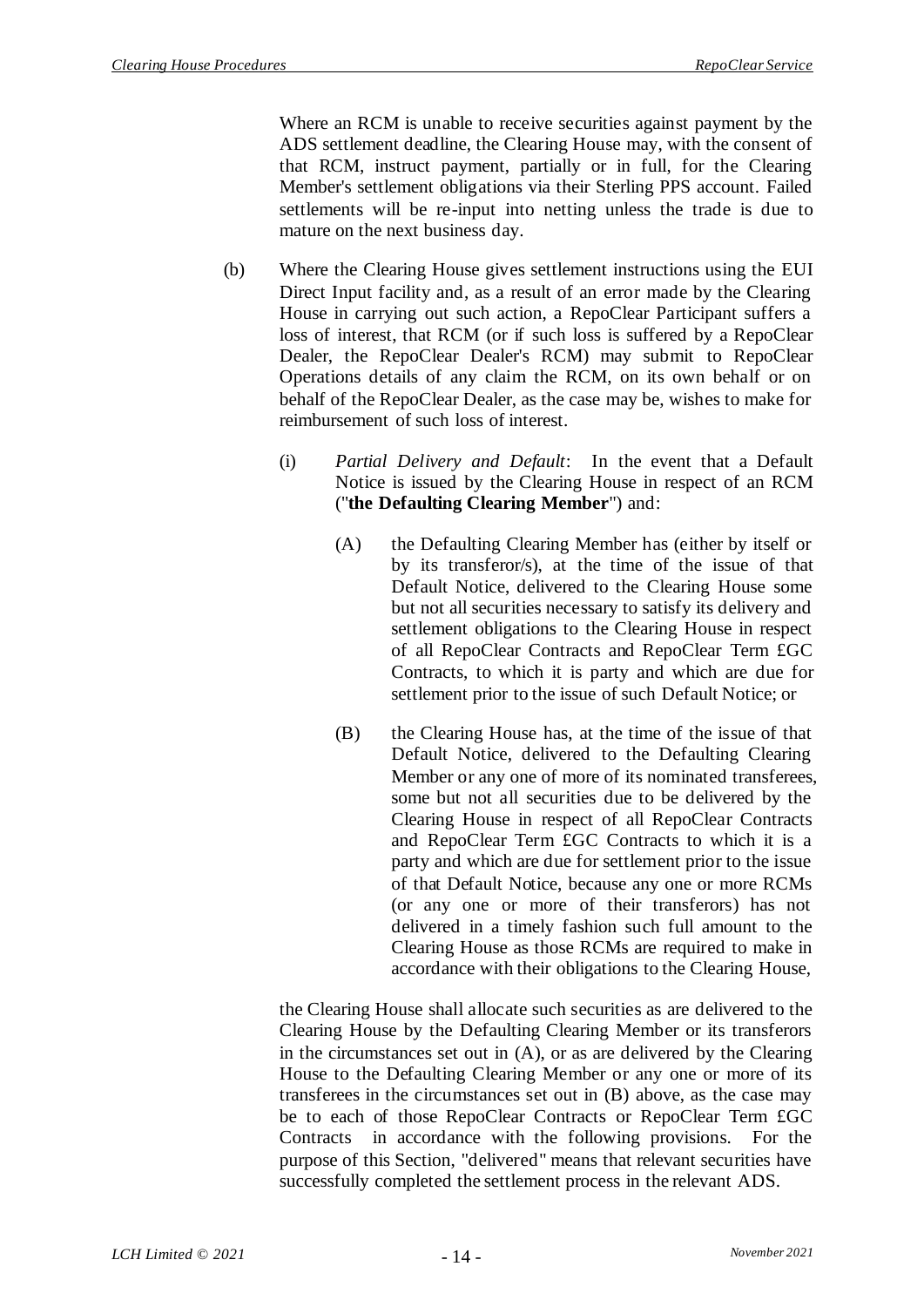Where an RCM is unable to receive securities against payment by the ADS settlement deadline, the Clearing House may, with the consent of that RCM, instruct payment, partially or in full, for the Clearing Member's settlement obligations via their Sterling PPS account. Failed settlements will be re-input into netting unless the trade is due to mature on the next business day.

(b) Where the Clearing House gives settlement instructions using the EUI Direct Input facility and, as a result of an error made by the Clearing House in carrying out such action, a RepoClear Participant suffers a loss of interest, that RCM (or if such loss is suffered by a RepoClear Dealer, the RepoClear Dealer's RCM) may submit to RepoClear Operations details of any claim the RCM, on its own behalf or on behalf of the RepoClear Dealer, as the case may be, wishes to make for reimbursement of such loss of interest.

(i) *Partial Delivery and Default*: In the event that a Default Notice is issued by the Clearing House in respect of an RCM ("**the Defaulting Clearing Member**") and:

(A) the Defaulting Clearing Member has (either by itself or by its transferor/s), at the time of the issue of that Default Notice, delivered to the Clearing House some but not all securities necessary to satisfy its delivery and settlement obligations to the Clearing House in respect of all RepoClear Contracts and RepoClear Term £GC Contracts, to which it is party and which are due for settlement prior to the issue of such Default Notice; or

(B) the Clearing House has, at the time of the issue of that Default Notice, delivered to the Defaulting Clearing Member or any one of more of its nominated transferees, some but not all securities due to be delivered by the Clearing House in respect of all RepoClear Contracts and RepoClear Term £GC Contracts to which it is a party and which are due for settlement prior to the issue of that Default Notice, because any one or more RCMs (or any one or more of their transferors) has not delivered in a timely fashion such full amount to the Clearing House as those RCMs are required to make in accordance with their obligations to the Clearing House,

the Clearing House shall allocate such securities as are delivered to the Clearing House by the Defaulting Clearing Member or its transferors in the circumstances set out in (A), or as are delivered by the Clearing House to the Defaulting Clearing Member or any one or more of its transferees in the circumstances set out in (B) above, as the case may be to each of those RepoClear Contracts or RepoClear Term £GC Contracts in accordance with the following provisions. For the purpose of this Section, "delivered" means that relevant securities have successfully completed the settlement process in the relevant ADS.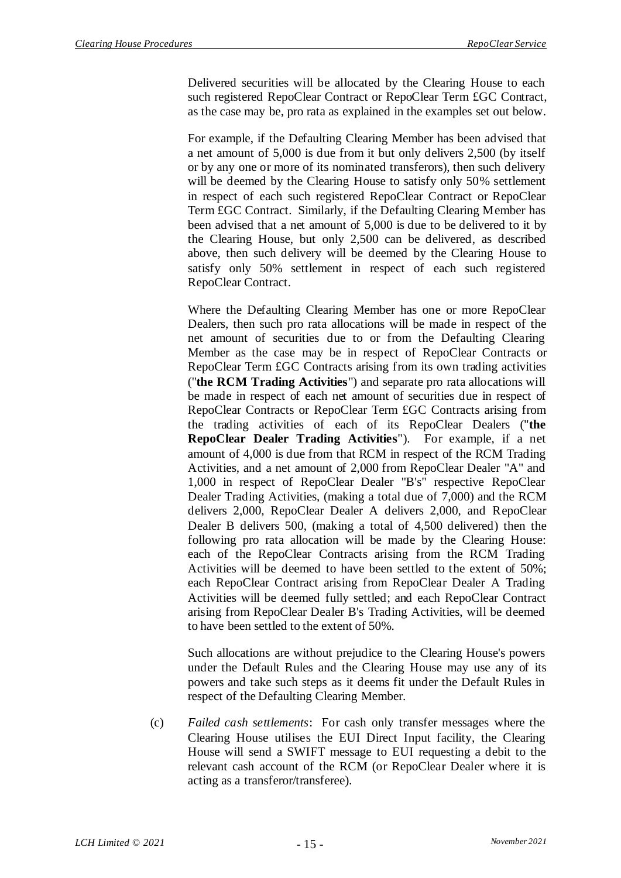Delivered securities will be allocated by the Clearing House to each such registered RepoClear Contract or RepoClear Term £GC Contract, as the case may be, pro rata as explained in the examples set out below.

For example, if the Defaulting Clearing Member has been advised that a net amount of 5,000 is due from it but only delivers 2,500 (by itself or by any one or more of its nominated transferors), then such delivery will be deemed by the Clearing House to satisfy only 50% settlement in respect of each such registered RepoClear Contract or RepoClear Term £GC Contract. Similarly, if the Defaulting Clearing Member has been advised that a net amount of 5,000 is due to be delivered to it by the Clearing House, but only 2,500 can be delivered, as described above, then such delivery will be deemed by the Clearing House to satisfy only 50% settlement in respect of each such registered RepoClear Contract.

Where the Defaulting Clearing Member has one or more RepoClear Dealers, then such pro rata allocations will be made in respect of the net amount of securities due to or from the Defaulting Clearing Member as the case may be in respect of RepoClear Contracts or RepoClear Term £GC Contracts arising from its own trading activities ("**the RCM Trading Activities**") and separate pro rata allocations will be made in respect of each net amount of securities due in respect of RepoClear Contracts or RepoClear Term £GC Contracts arising from the trading activities of each of its RepoClear Dealers ("**the RepoClear Dealer Trading Activities**"). For example, if a net amount of 4,000 is due from that RCM in respect of the RCM Trading Activities, and a net amount of 2,000 from RepoClear Dealer "A" and 1,000 in respect of RepoClear Dealer "B's" respective RepoClear Dealer Trading Activities, (making a total due of 7,000) and the RCM delivers 2,000, RepoClear Dealer A delivers 2,000, and RepoClear Dealer B delivers 500, (making a total of 4,500 delivered) then the following pro rata allocation will be made by the Clearing House: each of the RepoClear Contracts arising from the RCM Trading Activities will be deemed to have been settled to the extent of 50%; each RepoClear Contract arising from RepoClear Dealer A Trading Activities will be deemed fully settled; and each RepoClear Contract arising from RepoClear Dealer B's Trading Activities, will be deemed to have been settled to the extent of 50%.

Such allocations are without prejudice to the Clearing House's powers under the Default Rules and the Clearing House may use any of its powers and take such steps as it deems fit under the Default Rules in respect of the Defaulting Clearing Member.

(c) *Failed cash settlements*: For cash only transfer messages where the Clearing House utilises the EUI Direct Input facility, the Clearing House will send a SWIFT message to EUI requesting a debit to the relevant cash account of the RCM (or RepoClear Dealer where it is acting as a transferor/transferee).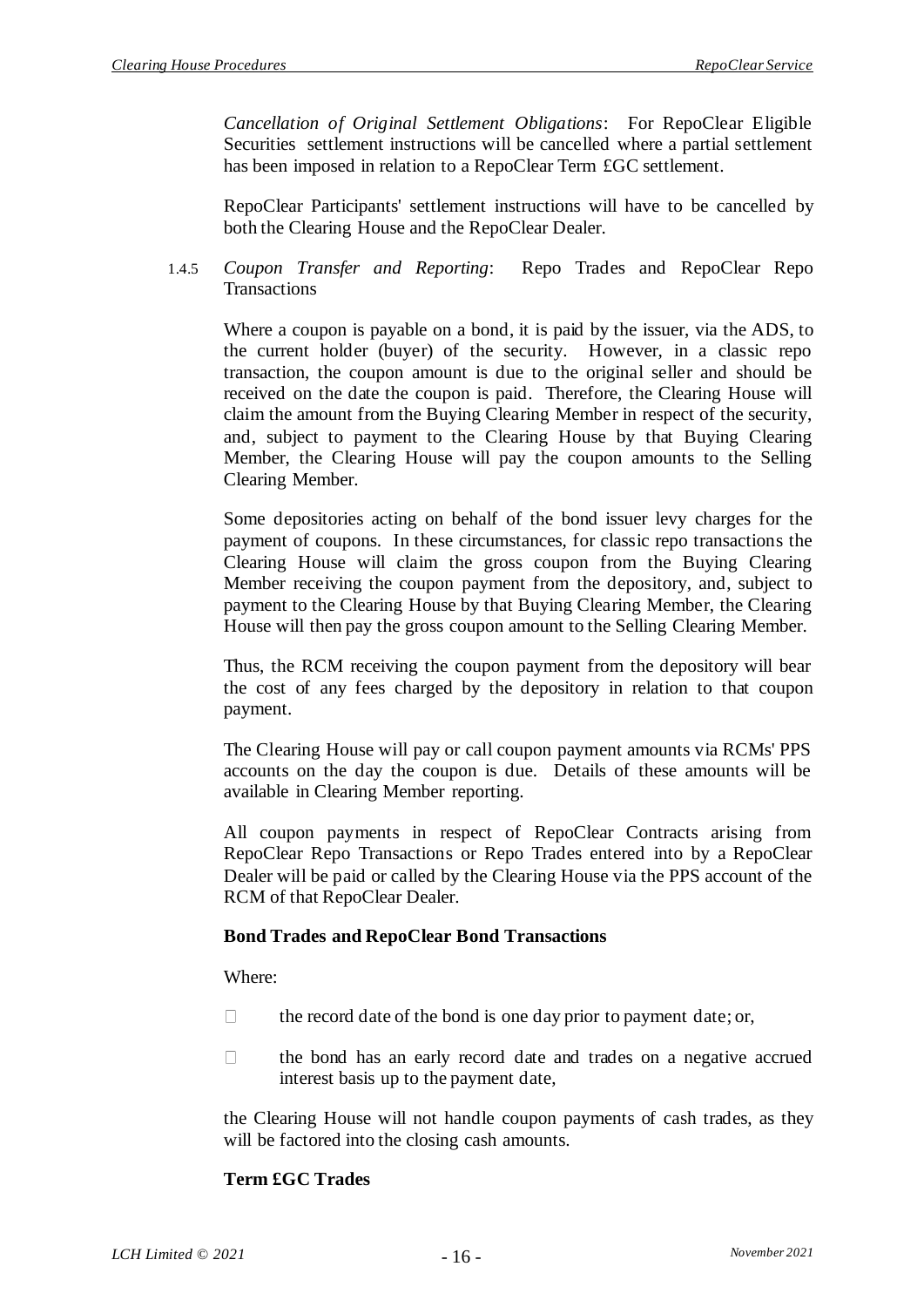*Cancellation of Original Settlement Obligations*: For RepoClear Eligible Securities settlement instructions will be cancelled where a partial settlement has been imposed in relation to a RepoClear Term £GC settlement.

RepoClear Participants' settlement instructions will have to be cancelled by both the Clearing House and the RepoClear Dealer.

1.4.5 *Coupon Transfer and Reporting*: Repo Trades and RepoClear Repo Transactions

Where a coupon is payable on a bond, it is paid by the issuer, via the ADS, to the current holder (buyer) of the security. However, in a classic repo transaction, the coupon amount is due to the original seller and should be received on the date the coupon is paid. Therefore, the Clearing House will claim the amount from the Buying Clearing Member in respect of the security, and, subject to payment to the Clearing House by that Buying Clearing Member, the Clearing House will pay the coupon amounts to the Selling Clearing Member.

Some depositories acting on behalf of the bond issuer levy charges for the payment of coupons. In these circumstances, for classic repo transactions the Clearing House will claim the gross coupon from the Buying Clearing Member receiving the coupon payment from the depository, and, subject to payment to the Clearing House by that Buying Clearing Member, the Clearing House will then pay the gross coupon amount to the Selling Clearing Member.

Thus, the RCM receiving the coupon payment from the depository will bear the cost of any fees charged by the depository in relation to that coupon payment.

The Clearing House will pay or call coupon payment amounts via RCMs' PPS accounts on the day the coupon is due. Details of these amounts will be available in Clearing Member reporting.

All coupon payments in respect of RepoClear Contracts arising from RepoClear Repo Transactions or Repo Trades entered into by a RepoClear Dealer will be paid or called by the Clearing House via the PPS account of the RCM of that RepoClear Dealer.

**Bond Trades and RepoClear Bond Transactions**

Where:

- the record date of the bond is one day prior to payment date; or,
- the bond has an early record date and trades on a negative accrued interest basis up to the payment date,

the Clearing House will not handle coupon payments of cash trades, as they will be factored into the closing cash amounts.

**Term £GC Trades**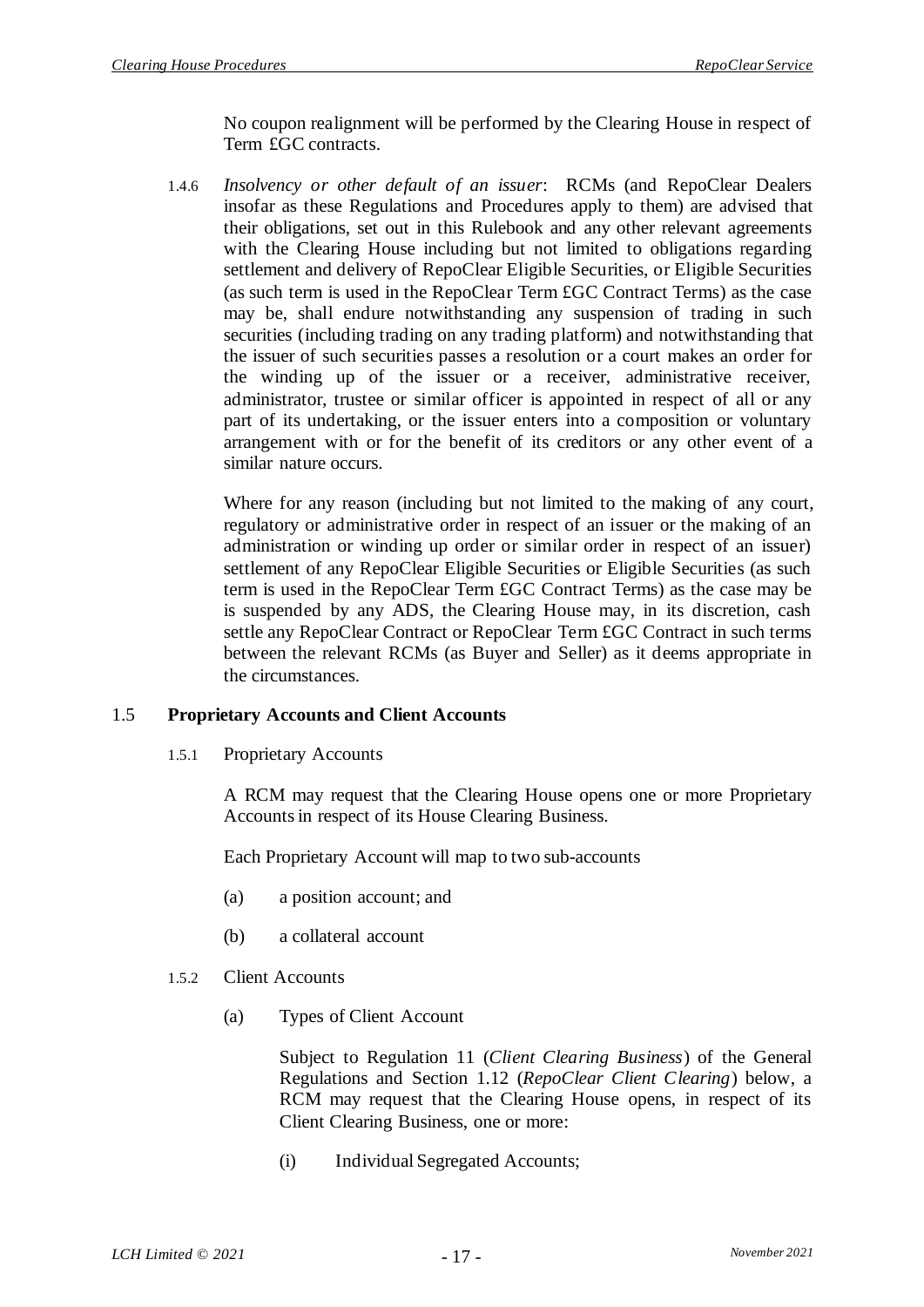No coupon realignment will be performed by the Clearing House in respect of Term £GC contracts.

1.4.6 *Insolvency or other default of an issuer*: RCMs (and RepoClear Dealers insofar as these Regulations and Procedures apply to them) are advised that their obligations, set out in this Rulebook and any other relevant agreements with the Clearing House including but not limited to obligations regarding settlement and delivery of RepoClear Eligible Securities, or Eligible Securities (as such term is used in the RepoClear Term £GC Contract Terms) as the case may be, shall endure notwithstanding any suspension of trading in such securities (including trading on any trading platform) and notwithstanding that the issuer of such securities passes a resolution or a court makes an order for the winding up of the issuer or a receiver, administrative receiver, administrator, trustee or similar officer is appointed in respect of all or any part of its undertaking, or the issuer enters into a composition or voluntary arrangement with or for the benefit of its creditors or any other event of a similar nature occurs.

Where for any reason (including but not limited to the making of any court, regulatory or administrative order in respect of an issuer or the making of an administration or winding up order or similar order in respect of an issuer) settlement of any RepoClear Eligible Securities or Eligible Securities (as such term is used in the RepoClear Term £GC Contract Terms) as the case may be is suspended by any ADS, the Clearing House may, in its discretion, cash settle any RepoClear Contract or RepoClear Term £GC Contract in such terms between the relevant RCMs (as Buyer and Seller) as it deems appropriate in the circumstances.

## 1.5 Proprietary Accounts and Client Accounts

1.5.1 Proprietary Accounts

A RCM may request that the Clearing House opens one or more Proprietary Accounts in respect of its House Clearing Business.

Each Proprietary Account will map to two sub-accounts

(a) a position account; and

(b) a collateral account

1.5.2 Client Accounts

(a) Types of Client Account

Subject to Regulation 11 (*Client Clearing Business*) of the General Regulations and Section 1.12 (*RepoClear Client Clearing*) below, a RCM may request that the Clearing House opens, in respect of its Client Clearing Business, one or more:

(i) Individual Segregated Accounts;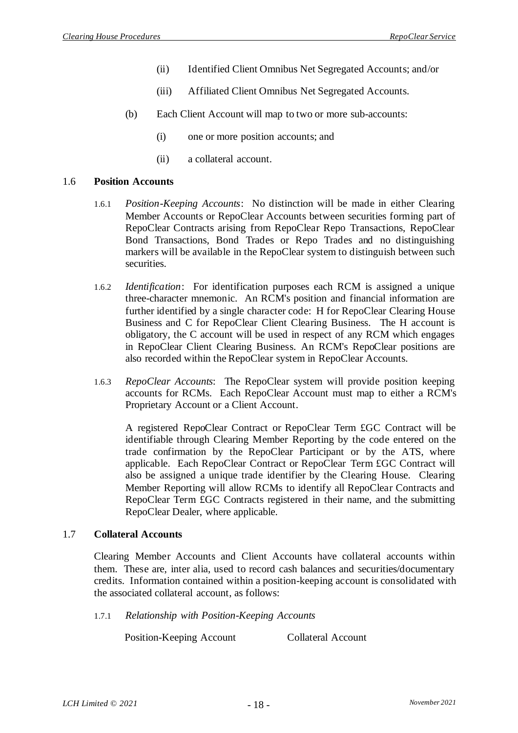(ii) Identified Client Omnibus Net Segregated Accounts; and/or

(iii) Affiliated Client Omnibus Net Segregated Accounts.

(b) Each Client Account will map to two or more sub-accounts:

(i) one or more position accounts; and

(ii) a collateral account.

## 1.6 Position Accounts

1.6.1 *Position-Keeping Accounts*: No distinction will be made in either Clearing Member Accounts or RepoClear Accounts between securities forming part of RepoClear Contracts arising from RepoClear Repo Transactions, RepoClear Bond Transactions, Bond Trades or Repo Trades and no distinguishing markers will be available in the RepoClear system to distinguish between such securities.

1.6.2 *Identification*: For identification purposes each RCM is assigned a unique three-character mnemonic. An RCM's position and financial information are further identified by a single character code: H for RepoClear Clearing House Business and C for RepoClear Client Clearing Business. The H account is obligatory, the C account will be used in respect of any RCM which engages in RepoClear Client Clearing Business. An RCM's RepoClear positions are also recorded within the RepoClear system in RepoClear Accounts.

1.6.3 *RepoClear Accounts*: The RepoClear system will provide position keeping accounts for RCMs. Each RepoClear Account must map to either a RCM's Proprietary Account or a Client Account.

A registered RepoClear Contract or RepoClear Term £GC Contract will be identifiable through Clearing Member Reporting by the code entered on the trade confirmation by the RepoClear Participant or by the ATS, where applicable. Each RepoClear Contract or RepoClear Term £GC Contract will also be assigned a unique trade identifier by the Clearing House. Clearing Member Reporting will allow RCMs to identify all RepoClear Contracts and RepoClear Term £GC Contracts registered in their name, and the submitting RepoClear Dealer, where applicable.

## 1.7 Collateral Accounts

Clearing Member Accounts and Client Accounts have collateral accounts within them. These are, inter alia, used to record cash balances and securities/documentary credits. Information contained within a position-keeping account is consolidated with the associated collateral account, as follows:

1.7.1 *Relationship with Position-Keeping Accounts*

| Position-Keeping Account | Collateral Account |
|---|---|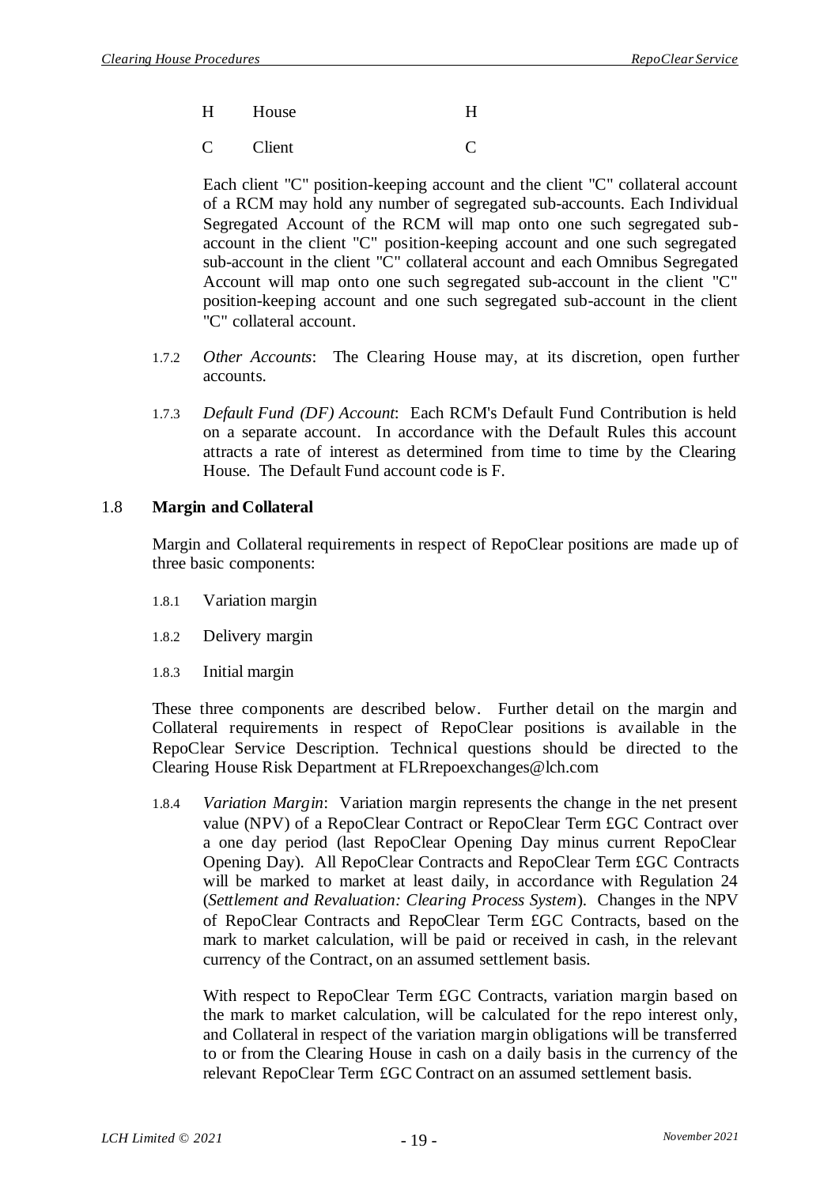| H | House | H |
|---|---|---|
| C | Client | C |

Each client "C" position-keeping account and the client "C" collateral account of a RCM may hold any number of segregated sub-accounts. Each Individual Segregated Account of the RCM will map onto one such segregated sub-account in the client "C" position-keeping account and one such segregated sub-account in the client "C" collateral account and each Omnibus Segregated Account will map onto one such segregated sub-account in the client "C" position-keeping account and one such segregated sub-account in the client "C" collateral account.

1.7.2 *Other Accounts*: The Clearing House may, at its discretion, open further accounts.

1.7.3 *Default Fund (DF) Account*: Each RCM's Default Fund Contribution is held on a separate account. In accordance with the Default Rules this account attracts a rate of interest as determined from time to time by the Clearing House. The Default Fund account code is F.

## 1.8 Margin and Collateral

Margin and Collateral requirements in respect of RepoClear positions are made up of three basic components:

1.8.1 Variation margin

1.8.2 Delivery margin

1.8.3 Initial margin

These three components are described below. Further detail on the margin and Collateral requirements in respect of RepoClear positions is available in the RepoClear Service Description. Technical questions should be directed to the Clearing House Risk Department at FLRrepoexchanges@lch.com

1.8.4 *Variation Margin*: Variation margin represents the change in the net present value (NPV) of a RepoClear Contract or RepoClear Term £GC Contract over a one day period (last RepoClear Opening Day minus current RepoClear Opening Day). All RepoClear Contracts and RepoClear Term £GC Contracts will be marked to market at least daily, in accordance with Regulation 24 (*Settlement and Revaluation: Clearing Process System*). Changes in the NPV of RepoClear Contracts and RepoClear Term £GC Contracts, based on the mark to market calculation, will be paid or received in cash, in the relevant currency of the Contract, on an assumed settlement basis.

With respect to RepoClear Term £GC Contracts, variation margin based on the mark to market calculation, will be calculated for the repo interest only, and Collateral in respect of the variation margin obligations will be transferred to or from the Clearing House in cash on a daily basis in the currency of the relevant RepoClear Term £GC Contract on an assumed settlement basis.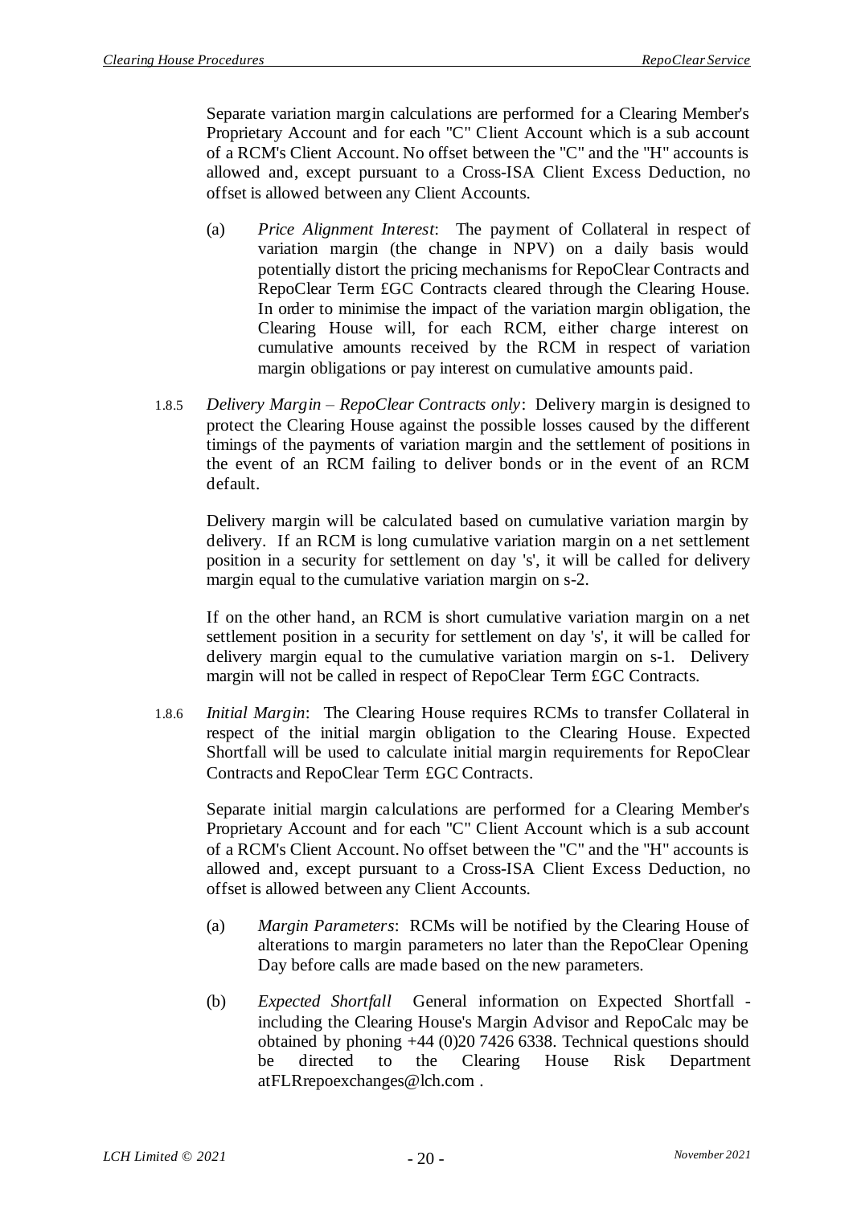Separate variation margin calculations are performed for a Clearing Member's Proprietary Account and for each "C" Client Account which is a sub account of a RCM's Client Account. No offset between the "C" and the "H" accounts is allowed and, except pursuant to a Cross-ISA Client Excess Deduction, no offset is allowed between any Client Accounts.

(a) *Price Alignment Interest*: The payment of Collateral in respect of variation margin (the change in NPV) on a daily basis would potentially distort the pricing mechanisms for RepoClear Contracts and RepoClear Term £GC Contracts cleared through the Clearing House. In order to minimise the impact of the variation margin obligation, the Clearing House will, for each RCM, either charge interest on cumulative amounts received by the RCM in respect of variation margin obligations or pay interest on cumulative amounts paid.

1.8.5 *Delivery Margin – RepoClear Contracts only*: Delivery margin is designed to protect the Clearing House against the possible losses caused by the different timings of the payments of variation margin and the settlement of positions in the event of an RCM failing to deliver bonds or in the event of an RCM default.

Delivery margin will be calculated based on cumulative variation margin by delivery. If an RCM is long cumulative variation margin on a net settlement position in a security for settlement on day 's', it will be called for delivery margin equal to the cumulative variation margin on s-2.

If on the other hand, an RCM is short cumulative variation margin on a net settlement position in a security for settlement on day 's', it will be called for delivery margin equal to the cumulative variation margin on s-1. Delivery margin will not be called in respect of RepoClear Term £GC Contracts.

1.8.6 *Initial Margin*: The Clearing House requires RCMs to transfer Collateral in respect of the initial margin obligation to the Clearing House. Expected Shortfall will be used to calculate initial margin requirements for RepoClear Contracts and RepoClear Term £GC Contracts.

Separate initial margin calculations are performed for a Clearing Member's Proprietary Account and for each "C" Client Account which is a sub account of a RCM's Client Account. No offset between the "C" and the "H" accounts is allowed and, except pursuant to a Cross-ISA Client Excess Deduction, no offset is allowed between any Client Accounts.

(a) *Margin Parameters*: RCMs will be notified by the Clearing House of alterations to margin parameters no later than the RepoClear Opening Day before calls are made based on the new parameters.

(b) *Expected Shortfall* General information on Expected Shortfall - including the Clearing House's Margin Advisor and RepoCalc may be obtained by phoning +44 (0)20 7426 6338. Technical questions should be directed to the Clearing House Risk Department atFLRrepoexchanges@lch.com .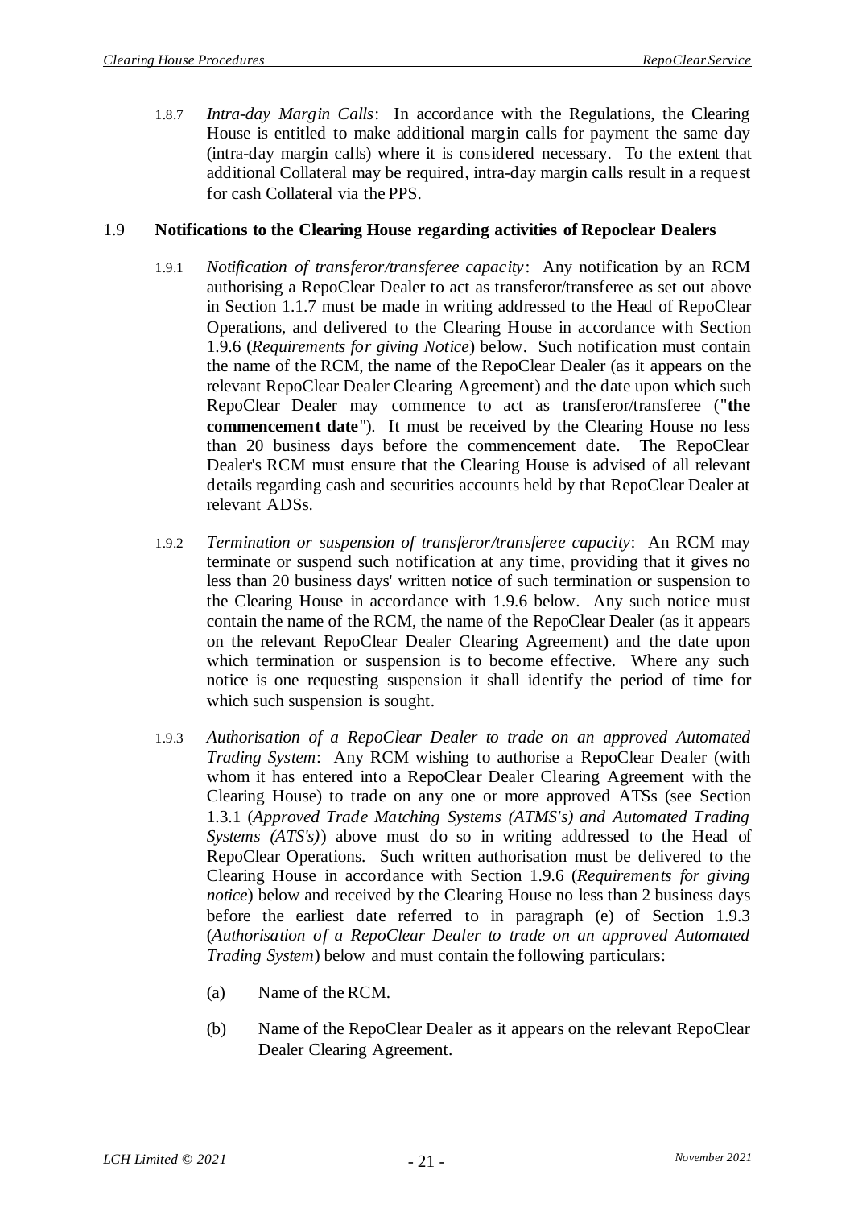1.8.7 *Intra-day Margin Calls*: In accordance with the Regulations, the Clearing House is entitled to make additional margin calls for payment the same day (intra-day margin calls) where it is considered necessary. To the extent that additional Collateral may be required, intra-day margin calls result in a request for cash Collateral via the PPS.

## 1.9 Notifications to the Clearing House regarding activities of Repoclear Dealers

1.9.1 *Notification of transferor/transferee capacity*: Any notification by an RCM authorising a RepoClear Dealer to act as transferor/transferee as set out above in Section 1.1.7 must be made in writing addressed to the Head of RepoClear Operations, and delivered to the Clearing House in accordance with Section 1.9.6 (*Requirements for giving Notice*) below. Such notification must contain the name of the RCM, the name of the RepoClear Dealer (as it appears on the relevant RepoClear Dealer Clearing Agreement) and the date upon which such RepoClear Dealer may commence to act as transferor/transferee ("**the commencement date**"). It must be received by the Clearing House no less than 20 business days before the commencement date. The RepoClear Dealer's RCM must ensure that the Clearing House is advised of all relevant details regarding cash and securities accounts held by that RepoClear Dealer at relevant ADSs.

1.9.2 *Termination or suspension of transferor/transferee capacity*: An RCM may terminate or suspend such notification at any time, providing that it gives no less than 20 business days' written notice of such termination or suspension to the Clearing House in accordance with 1.9.6 below. Any such notice must contain the name of the RCM, the name of the RepoClear Dealer (as it appears on the relevant RepoClear Dealer Clearing Agreement) and the date upon which termination or suspension is to become effective. Where any such notice is one requesting suspension it shall identify the period of time for which such suspension is sought.

1.9.3 *Authorisation of a RepoClear Dealer to trade on an approved Automated Trading System*: Any RCM wishing to authorise a RepoClear Dealer (with whom it has entered into a RepoClear Dealer Clearing Agreement with the Clearing House) to trade on any one or more approved ATSs (see Section 1.3.1 (*Approved Trade Matching Systems (ATMS's) and Automated Trading Systems (ATS's)*) above must do so in writing addressed to the Head of RepoClear Operations. Such written authorisation must be delivered to the Clearing House in accordance with Section 1.9.6 (*Requirements for giving notice*) below and received by the Clearing House no less than 2 business days before the earliest date referred to in paragraph (e) of Section 1.9.3 (*Authorisation of a RepoClear Dealer to trade on an approved Automated Trading System*) below and must contain the following particulars:

(a) Name of the RCM.

(b) Name of the RepoClear Dealer as it appears on the relevant RepoClear Dealer Clearing Agreement.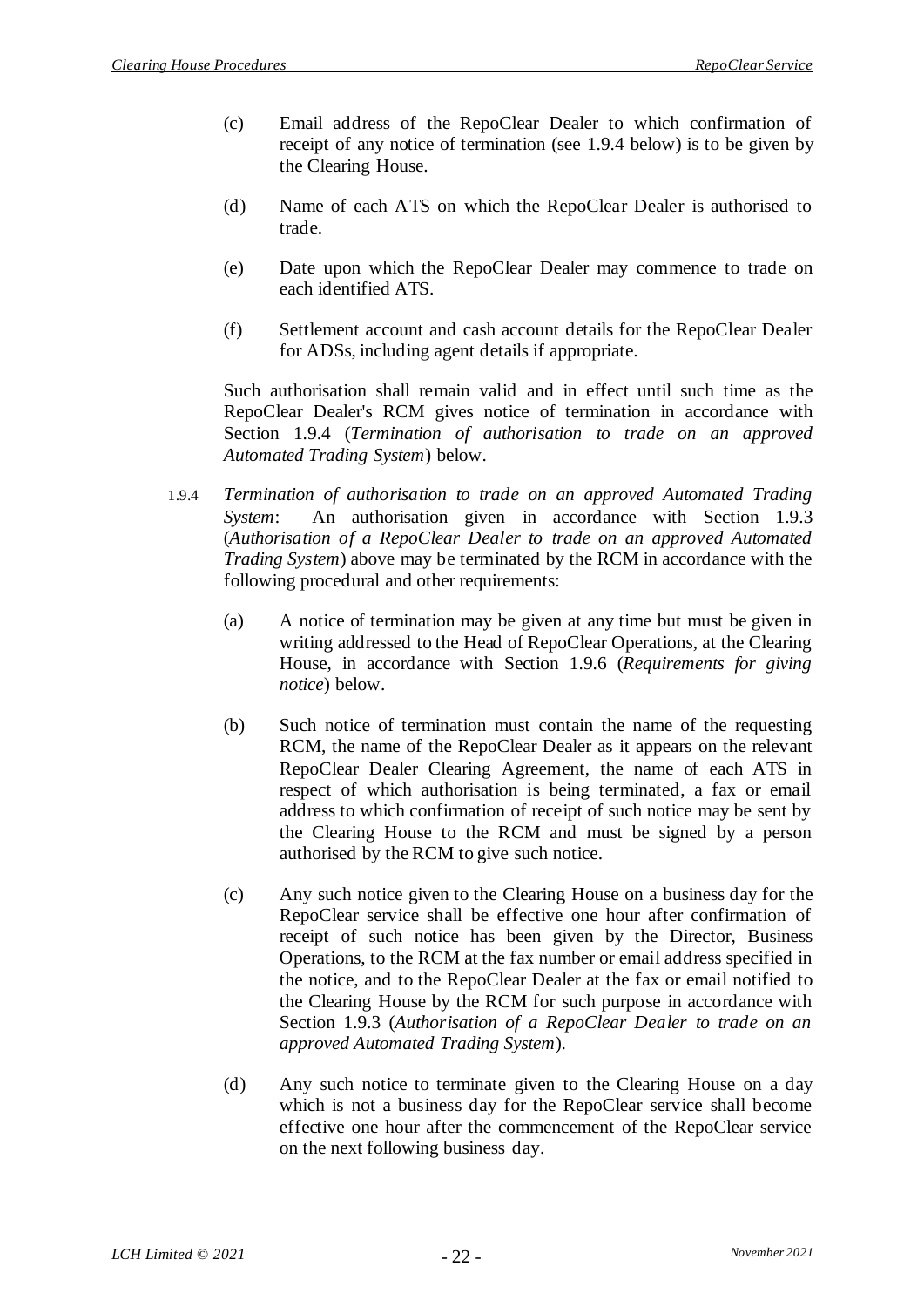(c) Email address of the RepoClear Dealer to which confirmation of receipt of any notice of termination (see 1.9.4 below) is to be given by the Clearing House.

(d) Name of each ATS on which the RepoClear Dealer is authorised to trade.

(e) Date upon which the RepoClear Dealer may commence to trade on each identified ATS.

(f) Settlement account and cash account details for the RepoClear Dealer for ADSs, including agent details if appropriate.

Such authorisation shall remain valid and in effect until such time as the RepoClear Dealer's RCM gives notice of termination in accordance with Section 1.9.4 (*Termination of authorisation to trade on an approved Automated Trading System*) below.

1.9.4 *Termination of authorisation to trade on an approved Automated Trading System*: An authorisation given in accordance with Section 1.9.3 (*Authorisation of a RepoClear Dealer to trade on an approved Automated Trading System*) above may be terminated by the RCM in accordance with the following procedural and other requirements:

(a) A notice of termination may be given at any time but must be given in writing addressed to the Head of RepoClear Operations, at the Clearing House, in accordance with Section 1.9.6 (*Requirements for giving notice*) below.

(b) Such notice of termination must contain the name of the requesting RCM, the name of the RepoClear Dealer as it appears on the relevant RepoClear Dealer Clearing Agreement, the name of each ATS in respect of which authorisation is being terminated, a fax or email address to which confirmation of receipt of such notice may be sent by the Clearing House to the RCM and must be signed by a person authorised by the RCM to give such notice.

(c) Any such notice given to the Clearing House on a business day for the RepoClear service shall be effective one hour after confirmation of receipt of such notice has been given by the Director, Business Operations, to the RCM at the fax number or email address specified in the notice, and to the RepoClear Dealer at the fax or email notified to the Clearing House by the RCM for such purpose in accordance with Section 1.9.3 (*Authorisation of a RepoClear Dealer to trade on an approved Automated Trading System*).

(d) Any such notice to terminate given to the Clearing House on a day which is not a business day for the RepoClear service shall become effective one hour after the commencement of the RepoClear service on the next following business day.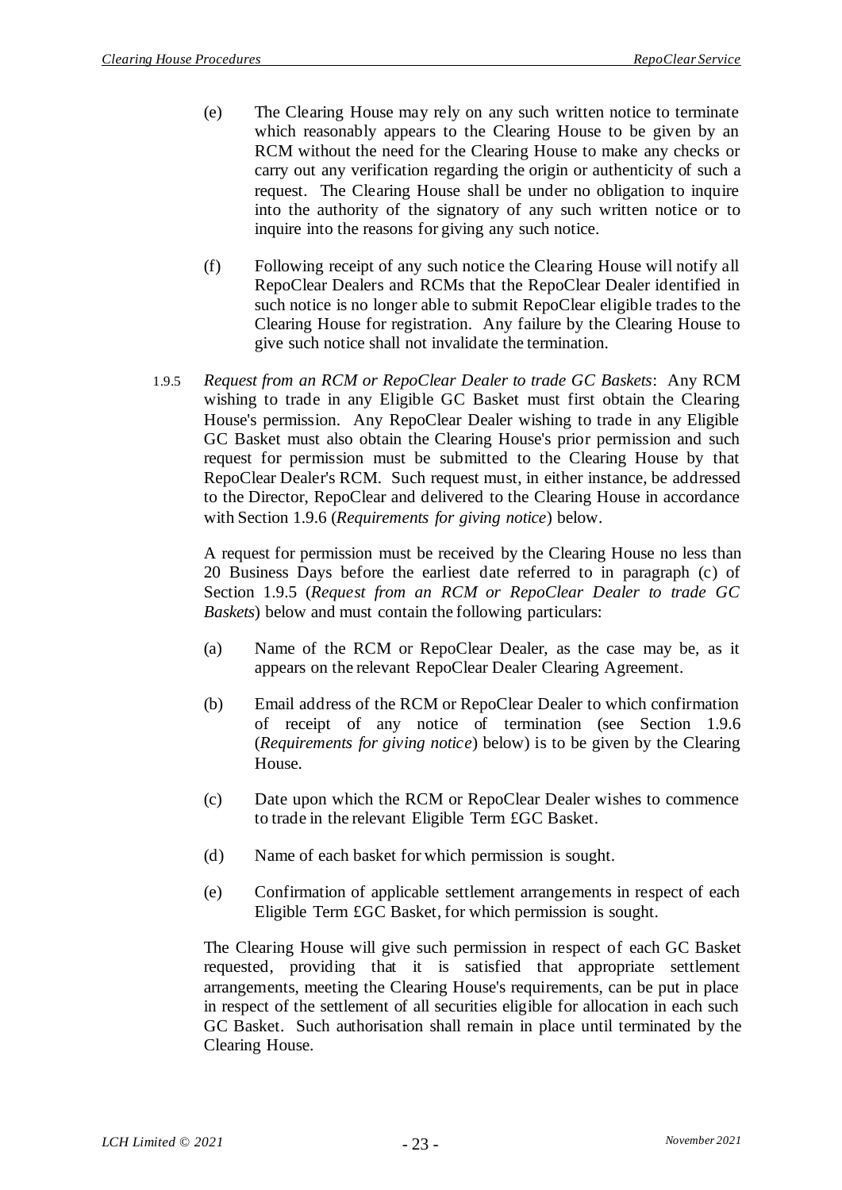(e) The Clearing House may rely on any such written notice to terminate which reasonably appears to the Clearing House to be given by an RCM without the need for the Clearing House to make any checks or carry out any verification regarding the origin or authenticity of such a request. The Clearing House shall be under no obligation to inquire into the authority of the signatory of any such written notice or to inquire into the reasons for giving any such notice.

(f) Following receipt of any such notice the Clearing House will notify all RepoClear Dealers and RCMs that the RepoClear Dealer identified in such notice is no longer able to submit RepoClear eligible trades to the Clearing House for registration. Any failure by the Clearing House to give such notice shall not invalidate the termination.

1.9.5 *Request from an RCM or RepoClear Dealer to trade GC Baskets*: Any RCM wishing to trade in any Eligible GC Basket must first obtain the Clearing House's permission. Any RepoClear Dealer wishing to trade in any Eligible GC Basket must also obtain the Clearing House's prior permission and such request for permission must be submitted to the Clearing House by that RepoClear Dealer's RCM. Such request must, in either instance, be addressed to the Director, RepoClear and delivered to the Clearing House in accordance with Section 1.9.6 (*Requirements for giving notice*) below.

A request for permission must be received by the Clearing House no less than 20 Business Days before the earliest date referred to in paragraph (c) of Section 1.9.5 (*Request from an RCM or RepoClear Dealer to trade GC Baskets*) below and must contain the following particulars:

(a) Name of the RCM or RepoClear Dealer, as the case may be, as it appears on the relevant RepoClear Dealer Clearing Agreement.

(b) Email address of the RCM or RepoClear Dealer to which confirmation of receipt of any notice of termination (see Section 1.9.6 (*Requirements for giving notice*) below) is to be given by the Clearing House.

(c) Date upon which the RCM or RepoClear Dealer wishes to commence to trade in the relevant Eligible Term £GC Basket.

(d) Name of each basket for which permission is sought.

(e) Confirmation of applicable settlement arrangements in respect of each Eligible Term £GC Basket, for which permission is sought.

The Clearing House will give such permission in respect of each GC Basket requested, providing that it is satisfied that appropriate settlement arrangements, meeting the Clearing House's requirements, can be put in place in respect of the settlement of all securities eligible for allocation in each such GC Basket. Such authorisation shall remain in place until terminated by the Clearing House.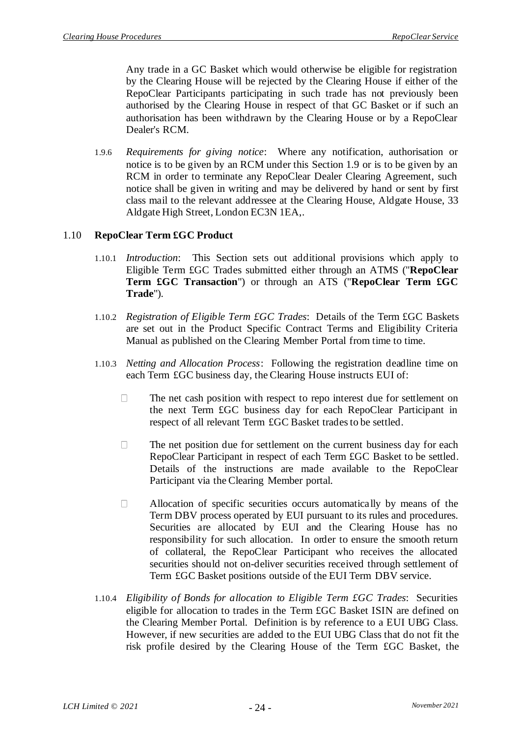Any trade in a GC Basket which would otherwise be eligible for registration by the Clearing House will be rejected by the Clearing House if either of the RepoClear Participants participating in such trade has not previously been authorised by the Clearing House in respect of that GC Basket or if such an authorisation has been withdrawn by the Clearing House or by a RepoClear Dealer's RCM.

1.9.6 *Requirements for giving notice*: Where any notification, authorisation or notice is to be given by an RCM under this Section 1.9 or is to be given by an RCM in order to terminate any RepoClear Dealer Clearing Agreement, such notice shall be given in writing and may be delivered by hand or sent by first class mail to the relevant addressee at the Clearing House, Aldgate House, 33 Aldgate High Street, London EC3N 1EA,.

## 1.10 RepoClear Term £GC Product

1.10.1 *Introduction*: This Section sets out additional provisions which apply to Eligible Term £GC Trades submitted either through an ATMS ("**RepoClear Term £GC Transaction**") or through an ATS ("**RepoClear Term £GC Trade**").

1.10.2 *Registration of Eligible Term £GC Trades*: Details of the Term £GC Baskets are set out in the Product Specific Contract Terms and Eligibility Criteria Manual as published on the Clearing Member Portal from time to time.

1.10.3 *Netting and Allocation Process*: Following the registration deadline time on each Term £GC business day, the Clearing House instructs EUI of:

- The net cash position with respect to repo interest due for settlement on the next Term £GC business day for each RepoClear Participant in respect of all relevant Term £GC Basket trades to be settled.
- The net position due for settlement on the current business day for each RepoClear Participant in respect of each Term £GC Basket to be settled. Details of the instructions are made available to the RepoClear Participant via the Clearing Member portal.
- Allocation of specific securities occurs automatically by means of the Term DBV process operated by EUI pursuant to its rules and procedures. Securities are allocated by EUI and the Clearing House has no responsibility for such allocation. In order to ensure the smooth return of collateral, the RepoClear Participant who receives the allocated securities should not on-deliver securities received through settlement of Term £GC Basket positions outside of the EUI Term DBV service.

1.10.4 *Eligibility of Bonds for allocation to Eligible Term £GC Trades*: Securities eligible for allocation to trades in the Term £GC Basket ISIN are defined on the Clearing Member Portal. Definition is by reference to a EUI UBG Class. However, if new securities are added to the EUI UBG Class that do not fit the risk profile desired by the Clearing House of the Term £GC Basket, the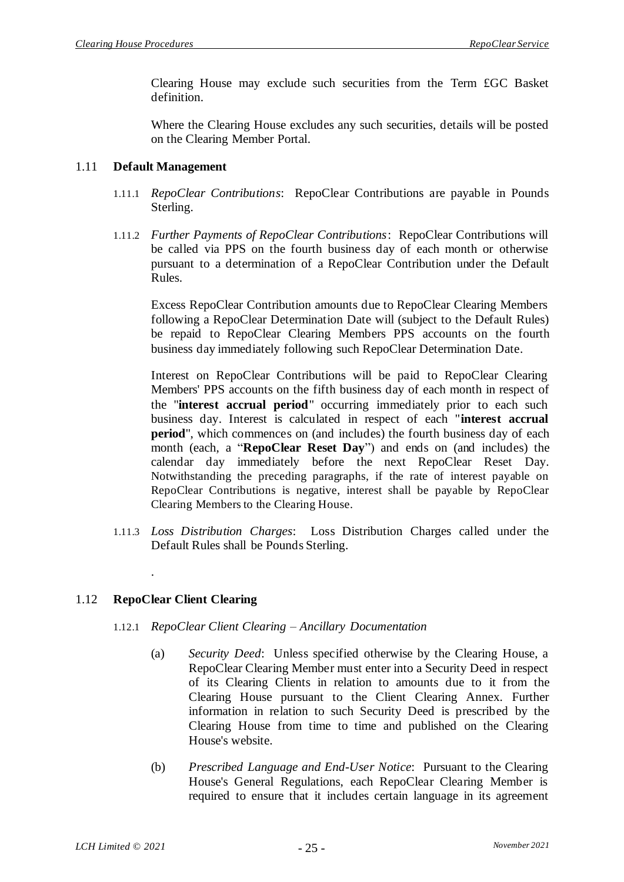Clearing House may exclude such securities from the Term £GC Basket definition.

Where the Clearing House excludes any such securities, details will be posted on the Clearing Member Portal.

## 1.11 Default Management

1.11.1 *RepoClear Contributions*: RepoClear Contributions are payable in Pounds Sterling.

1.11.2 *Further Payments of RepoClear Contributions*: RepoClear Contributions will be called via PPS on the fourth business day of each month or otherwise pursuant to a determination of a RepoClear Contribution under the Default Rules.

Excess RepoClear Contribution amounts due to RepoClear Clearing Members following a RepoClear Determination Date will (subject to the Default Rules) be repaid to RepoClear Clearing Members PPS accounts on the fourth business day immediately following such RepoClear Determination Date.

Interest on RepoClear Contributions will be paid to RepoClear Clearing Members' PPS accounts on the fifth business day of each month in respect of the "**interest accrual period**" occurring immediately prior to each such business day. Interest is calculated in respect of each "**interest accrual period**", which commences on (and includes) the fourth business day of each month (each, a "**RepoClear Reset Day**") and ends on (and includes) the calendar day immediately before the next RepoClear Reset Day. Notwithstanding the preceding paragraphs, if the rate of interest payable on RepoClear Contributions is negative, interest shall be payable by RepoClear Clearing Members to the Clearing House.

1.11.3 *Loss Distribution Charges*: Loss Distribution Charges called under the Default Rules shall be Pounds Sterling.

.

## 1.12 RepoClear Client Clearing

1.12.1 *RepoClear Client Clearing – Ancillary Documentation*

(a) *Security Deed*: Unless specified otherwise by the Clearing House, a RepoClear Clearing Member must enter into a Security Deed in respect of its Clearing Clients in relation to amounts due to it from the Clearing House pursuant to the Client Clearing Annex. Further information in relation to such Security Deed is prescribed by the Clearing House from time to time and published on the Clearing House's website.

(b) *Prescribed Language and End-User Notice*: Pursuant to the Clearing House's General Regulations, each RepoClear Clearing Member is required to ensure that it includes certain language in its agreement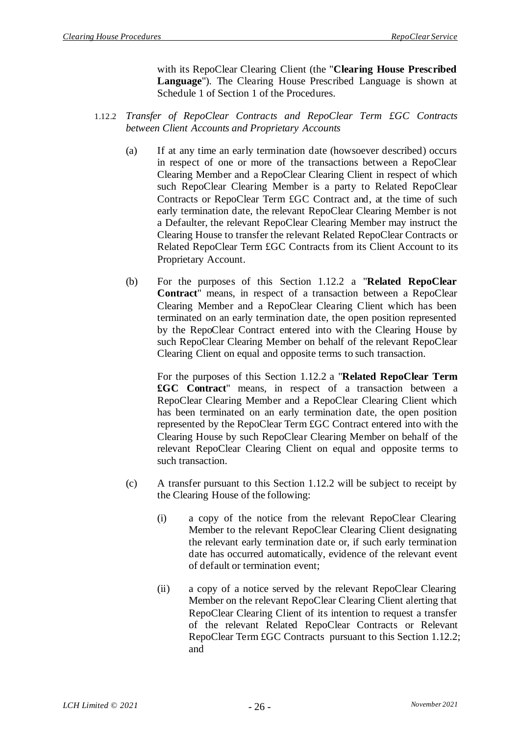with its RepoClear Clearing Client (the "**Clearing House Prescribed Language**"). The Clearing House Prescribed Language is shown at Schedule 1 of Section 1 of the Procedures.

1.12.2 *Transfer of RepoClear Contracts and RepoClear Term £GC Contracts between Client Accounts and Proprietary Accounts*

(a) If at any time an early termination date (howsoever described) occurs in respect of one or more of the transactions between a RepoClear Clearing Member and a RepoClear Clearing Client in respect of which such RepoClear Clearing Member is a party to Related RepoClear Contracts or RepoClear Term £GC Contract and, at the time of such early termination date, the relevant RepoClear Clearing Member is not a Defaulter, the relevant RepoClear Clearing Member may instruct the Clearing House to transfer the relevant Related RepoClear Contracts or Related RepoClear Term £GC Contracts from its Client Account to its Proprietary Account.

(b) For the purposes of this Section 1.12.2 a "**Related RepoClear Contract**" means, in respect of a transaction between a RepoClear Clearing Member and a RepoClear Clearing Client which has been terminated on an early termination date, the open position represented by the RepoClear Contract entered into with the Clearing House by such RepoClear Clearing Member on behalf of the relevant RepoClear Clearing Client on equal and opposite terms to such transaction.

For the purposes of this Section 1.12.2 a "**Related RepoClear Term £GC Contract**" means, in respect of a transaction between a RepoClear Clearing Member and a RepoClear Clearing Client which has been terminated on an early termination date, the open position represented by the RepoClear Term £GC Contract entered into with the Clearing House by such RepoClear Clearing Member on behalf of the relevant RepoClear Clearing Client on equal and opposite terms to such transaction.

(c) A transfer pursuant to this Section 1.12.2 will be subject to receipt by the Clearing House of the following:

(i) a copy of the notice from the relevant RepoClear Clearing Member to the relevant RepoClear Clearing Client designating the relevant early termination date or, if such early termination date has occurred automatically, evidence of the relevant event of default or termination event;

(ii) a copy of a notice served by the relevant RepoClear Clearing Member on the relevant RepoClear Clearing Client alerting that RepoClear Clearing Client of its intention to request a transfer of the relevant Related RepoClear Contracts or Relevant RepoClear Term £GC Contracts pursuant to this Section 1.12.2; and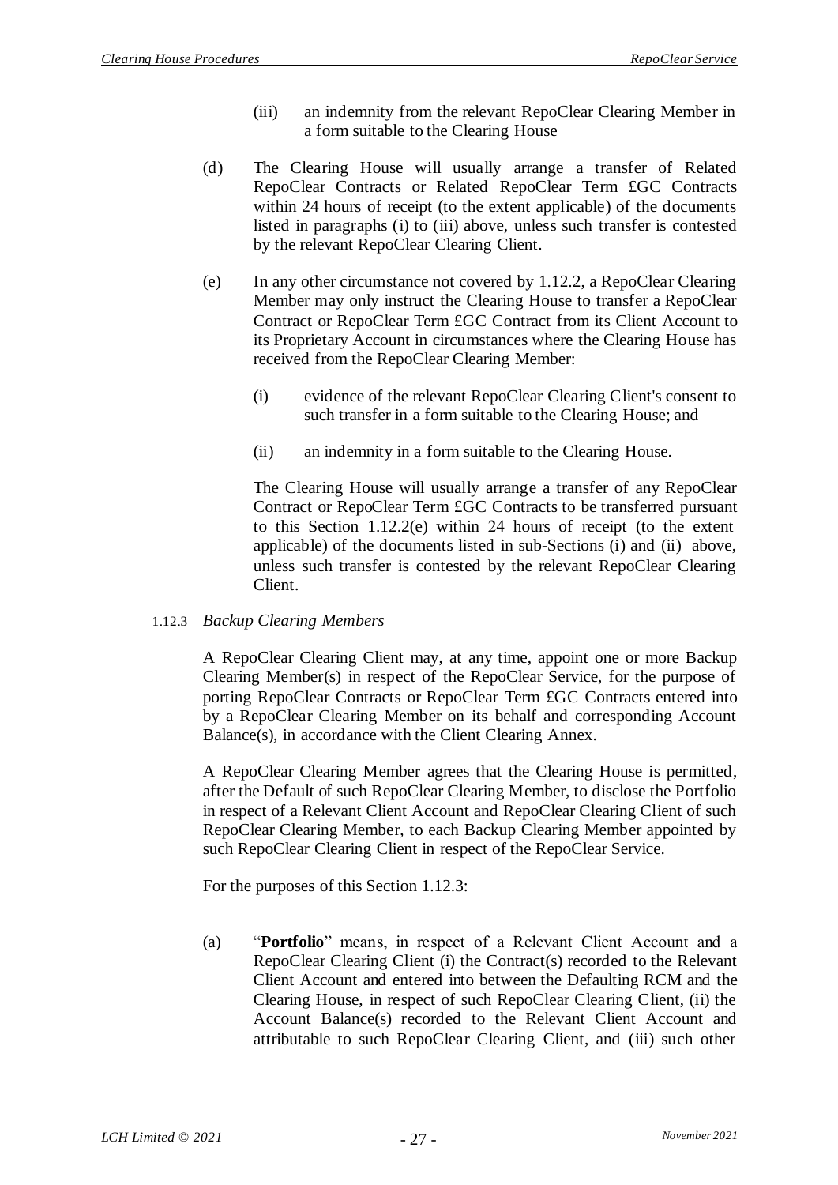(iii) an indemnity from the relevant RepoClear Clearing Member in a form suitable to the Clearing House

(d) The Clearing House will usually arrange a transfer of Related RepoClear Contracts or Related RepoClear Term £GC Contracts within 24 hours of receipt (to the extent applicable) of the documents listed in paragraphs (i) to (iii) above, unless such transfer is contested by the relevant RepoClear Clearing Client.

(e) In any other circumstance not covered by 1.12.2, a RepoClear Clearing Member may only instruct the Clearing House to transfer a RepoClear Contract or RepoClear Term £GC Contract from its Client Account to its Proprietary Account in circumstances where the Clearing House has received from the RepoClear Clearing Member:

(i) evidence of the relevant RepoClear Clearing Client's consent to such transfer in a form suitable to the Clearing House; and

(ii) an indemnity in a form suitable to the Clearing House.

The Clearing House will usually arrange a transfer of any RepoClear Contract or RepoClear Term £GC Contracts to be transferred pursuant to this Section 1.12.2(e) within 24 hours of receipt (to the extent applicable) of the documents listed in sub-Sections (i) and (ii) above, unless such transfer is contested by the relevant RepoClear Clearing Client.

1.12.3 *Backup Clearing Members*

A RepoClear Clearing Client may, at any time, appoint one or more Backup Clearing Member(s) in respect of the RepoClear Service, for the purpose of porting RepoClear Contracts or RepoClear Term £GC Contracts entered into by a RepoClear Clearing Member on its behalf and corresponding Account Balance(s), in accordance with the Client Clearing Annex.

A RepoClear Clearing Member agrees that the Clearing House is permitted, after the Default of such RepoClear Clearing Member, to disclose the Portfolio in respect of a Relevant Client Account and RepoClear Clearing Client of such RepoClear Clearing Member, to each Backup Clearing Member appointed by such RepoClear Clearing Client in respect of the RepoClear Service.

For the purposes of this Section 1.12.3:

(a) "**Portfolio**" means, in respect of a Relevant Client Account and a RepoClear Clearing Client (i) the Contract(s) recorded to the Relevant Client Account and entered into between the Defaulting RCM and the Clearing House, in respect of such RepoClear Clearing Client, (ii) the Account Balance(s) recorded to the Relevant Client Account and attributable to such RepoClear Clearing Client, and (iii) such other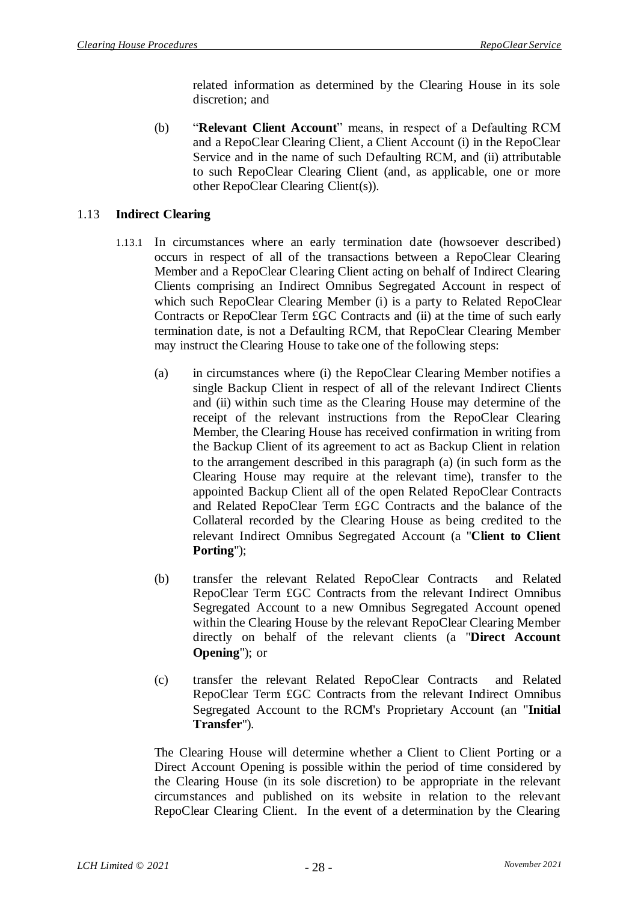related information as determined by the Clearing House in its sole discretion; and

(b) "**Relevant Client Account**" means, in respect of a Defaulting RCM and a RepoClear Clearing Client, a Client Account (i) in the RepoClear Service and in the name of such Defaulting RCM, and (ii) attributable to such RepoClear Clearing Client (and, as applicable, one or more other RepoClear Clearing Client(s)).

## 1.13 **Indirect Clearing**

1.13.1 In circumstances where an early termination date (howsoever described) occurs in respect of all of the transactions between a RepoClear Clearing Member and a RepoClear Clearing Client acting on behalf of Indirect Clearing Clients comprising an Indirect Omnibus Segregated Account in respect of which such RepoClear Clearing Member (i) is a party to Related RepoClear Contracts or RepoClear Term £GC Contracts and (ii) at the time of such early termination date, is not a Defaulting RCM, that RepoClear Clearing Member may instruct the Clearing House to take one of the following steps:

(a) in circumstances where (i) the RepoClear Clearing Member notifies a single Backup Client in respect of all of the relevant Indirect Clients and (ii) within such time as the Clearing House may determine of the receipt of the relevant instructions from the RepoClear Clearing Member, the Clearing House has received confirmation in writing from the Backup Client of its agreement to act as Backup Client in relation to the arrangement described in this paragraph (a) (in such form as the Clearing House may require at the relevant time), transfer to the appointed Backup Client all of the open Related RepoClear Contracts and Related RepoClear Term £GC Contracts and the balance of the Collateral recorded by the Clearing House as being credited to the relevant Indirect Omnibus Segregated Account (a "**Client to Client Porting**");

(b) transfer the relevant Related RepoClear Contracts and Related RepoClear Term £GC Contracts from the relevant Indirect Omnibus Segregated Account to a new Omnibus Segregated Account opened within the Clearing House by the relevant RepoClear Clearing Member directly on behalf of the relevant clients (a "**Direct Account Opening**"); or

(c) transfer the relevant Related RepoClear Contracts and Related RepoClear Term £GC Contracts from the relevant Indirect Omnibus Segregated Account to the RCM's Proprietary Account (an "**Initial Transfer**").

The Clearing House will determine whether a Client to Client Porting or a Direct Account Opening is possible within the period of time considered by the Clearing House (in its sole discretion) to be appropriate in the relevant circumstances and published on its website in relation to the relevant RepoClear Clearing Client. In the event of a determination by the Clearing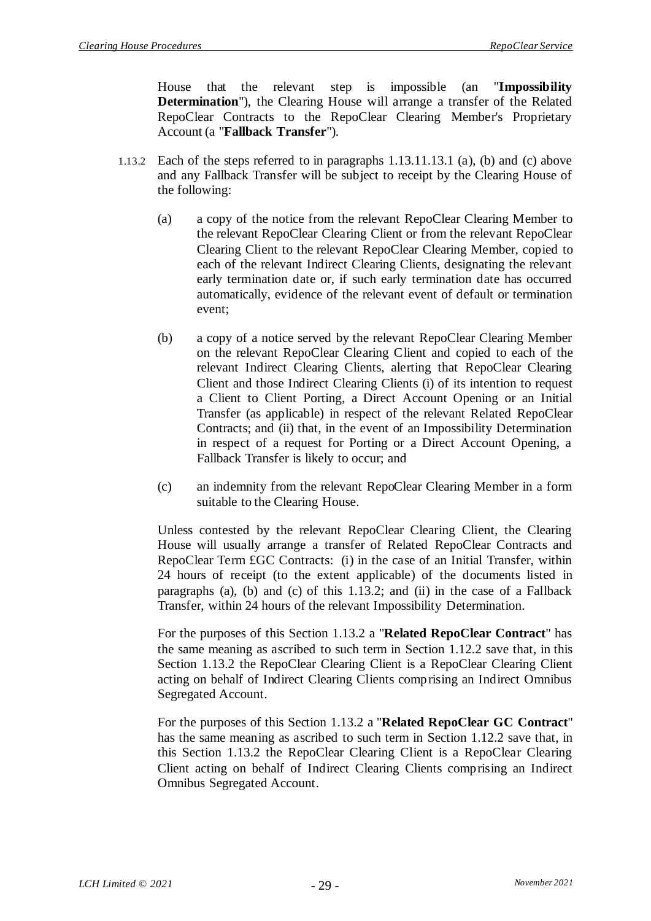House that the relevant step is impossible (an "**Impossibility Determination**"), the Clearing House will arrange a transfer of the Related RepoClear Contracts to the RepoClear Clearing Member's Proprietary Account (a "**Fallback Transfer**").

1.13.2 Each of the steps referred to in paragraphs 1.13.11.13.1 (a), (b) and (c) above and any Fallback Transfer will be subject to receipt by the Clearing House of the following:

(a) a copy of the notice from the relevant RepoClear Clearing Member to the relevant RepoClear Clearing Client or from the relevant RepoClear Clearing Client to the relevant RepoClear Clearing Member, copied to each of the relevant Indirect Clearing Clients, designating the relevant early termination date or, if such early termination date has occurred automatically, evidence of the relevant event of default or termination event;

(b) a copy of a notice served by the relevant RepoClear Clearing Member on the relevant RepoClear Clearing Client and copied to each of the relevant Indirect Clearing Clients, alerting that RepoClear Clearing Client and those Indirect Clearing Clients (i) of its intention to request a Client to Client Porting, a Direct Account Opening or an Initial Transfer (as applicable) in respect of the relevant Related RepoClear Contracts; and (ii) that, in the event of an Impossibility Determination in respect of a request for Porting or a Direct Account Opening, a Fallback Transfer is likely to occur; and

(c) an indemnity from the relevant RepoClear Clearing Member in a form suitable to the Clearing House.

Unless contested by the relevant RepoClear Clearing Client, the Clearing House will usually arrange a transfer of Related RepoClear Contracts and RepoClear Term £GC Contracts: (i) in the case of an Initial Transfer, within 24 hours of receipt (to the extent applicable) of the documents listed in paragraphs (a), (b) and (c) of this 1.13.2; and (ii) in the case of a Fallback Transfer, within 24 hours of the relevant Impossibility Determination.

For the purposes of this Section 1.13.2 a "**Related RepoClear Contract**" has the same meaning as ascribed to such term in Section 1.12.2 save that, in this Section 1.13.2 the RepoClear Clearing Client is a RepoClear Clearing Client acting on behalf of Indirect Clearing Clients comprising an Indirect Omnibus Segregated Account.

For the purposes of this Section 1.13.2 a "**Related RepoClear GC Contract**" has the same meaning as ascribed to such term in Section 1.12.2 save that, in this Section 1.13.2 the RepoClear Clearing Client is a RepoClear Clearing Client acting on behalf of Indirect Clearing Clients comprising an Indirect Omnibus Segregated Account.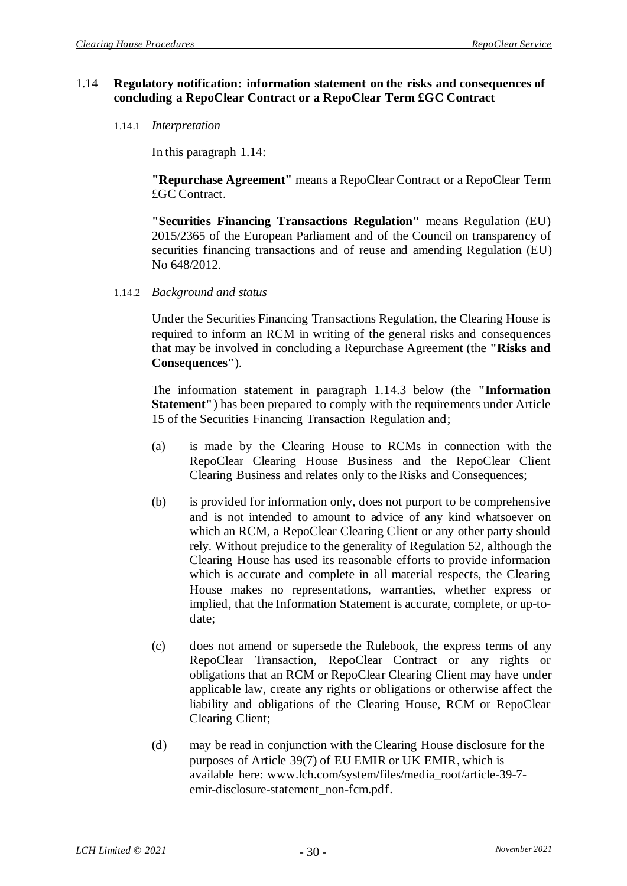## 1.14 Regulatory notification: information statement on the risks and consequences of concluding a RepoClear Contract or a RepoClear Term £GC Contract

### 1.14.1 *Interpretation*

In this paragraph 1.14:

**"Repurchase Agreement"** means a RepoClear Contract or a RepoClear Term £GC Contract.

**"Securities Financing Transactions Regulation"** means Regulation (EU) 2015/2365 of the European Parliament and of the Council on transparency of securities financing transactions and of reuse and amending Regulation (EU) No 648/2012.

### 1.14.2 *Background and status*

Under the Securities Financing Transactions Regulation, the Clearing House is required to inform an RCM in writing of the general risks and consequences that may be involved in concluding a Repurchase Agreement (the **"Risks and Consequences"**).

The information statement in paragraph 1.14.3 below (the **"Information Statement"**) has been prepared to comply with the requirements under Article 15 of the Securities Financing Transaction Regulation and;

(a) is made by the Clearing House to RCMs in connection with the RepoClear Clearing House Business and the RepoClear Client Clearing Business and relates only to the Risks and Consequences;

(b) is provided for information only, does not purport to be comprehensive and is not intended to amount to advice of any kind whatsoever on which an RCM, a RepoClear Clearing Client or any other party should rely. Without prejudice to the generality of Regulation 52, although the Clearing House has used its reasonable efforts to provide information which is accurate and complete in all material respects, the Clearing House makes no representations, warranties, whether express or implied, that the Information Statement is accurate, complete, or up-to-date;

(c) does not amend or supersede the Rulebook, the express terms of any RepoClear Transaction, RepoClear Contract or any rights or obligations that an RCM or RepoClear Clearing Client may have under applicable law, create any rights or obligations or otherwise affect the liability and obligations of the Clearing House, RCM or RepoClear Clearing Client;

(d) may be read in conjunction with the Clearing House disclosure for the purposes of Article 39(7) of EU EMIR or UK EMIR, which is available here: www.lch.com/system/files/media_root/article-39-7-emir-disclosure-statement_non-fcm.pdf.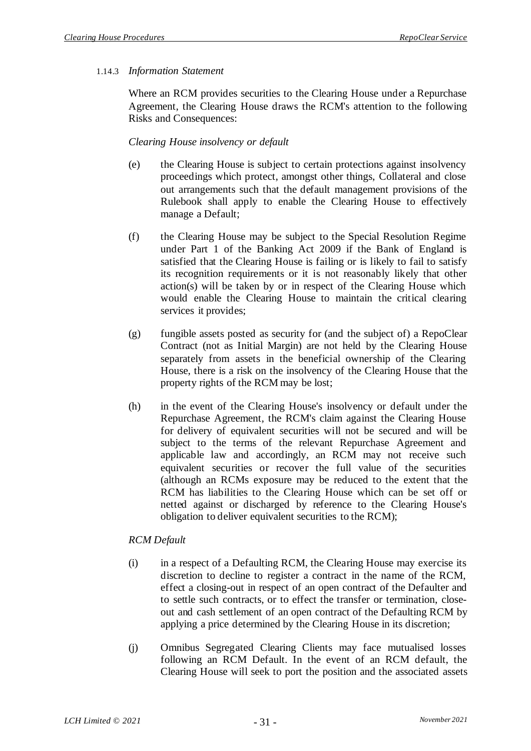#### 1.14.3 *Information Statement*

Where an RCM provides securities to the Clearing House under a Repurchase Agreement, the Clearing House draws the RCM's attention to the following Risks and Consequences:

*Clearing House insolvency or default*

(e) the Clearing House is subject to certain protections against insolvency proceedings which protect, amongst other things, Collateral and close out arrangements such that the default management provisions of the Rulebook shall apply to enable the Clearing House to effectively manage a Default;

(f) the Clearing House may be subject to the Special Resolution Regime under Part 1 of the Banking Act 2009 if the Bank of England is satisfied that the Clearing House is failing or is likely to fail to satisfy its recognition requirements or it is not reasonably likely that other action(s) will be taken by or in respect of the Clearing House which would enable the Clearing House to maintain the critical clearing services it provides;

(g) fungible assets posted as security for (and the subject of) a RepoClear Contract (not as Initial Margin) are not held by the Clearing House separately from assets in the beneficial ownership of the Clearing House, there is a risk on the insolvency of the Clearing House that the property rights of the RCM may be lost;

(h) in the event of the Clearing House's insolvency or default under the Repurchase Agreement, the RCM's claim against the Clearing House for delivery of equivalent securities will not be secured and will be subject to the terms of the relevant Repurchase Agreement and applicable law and accordingly, an RCM may not receive such equivalent securities or recover the full value of the securities (although an RCMs exposure may be reduced to the extent that the RCM has liabilities to the Clearing House which can be set off or netted against or discharged by reference to the Clearing House's obligation to deliver equivalent securities to the RCM);

*RCM Default*

(i) in a respect of a Defaulting RCM, the Clearing House may exercise its discretion to decline to register a contract in the name of the RCM, effect a closing-out in respect of an open contract of the Defaulter and to settle such contracts, or to effect the transfer or termination, close-out and cash settlement of an open contract of the Defaulting RCM by applying a price determined by the Clearing House in its discretion;

(j) Omnibus Segregated Clearing Clients may face mutualised losses following an RCM Default. In the event of an RCM default, the Clearing House will seek to port the position and the associated assets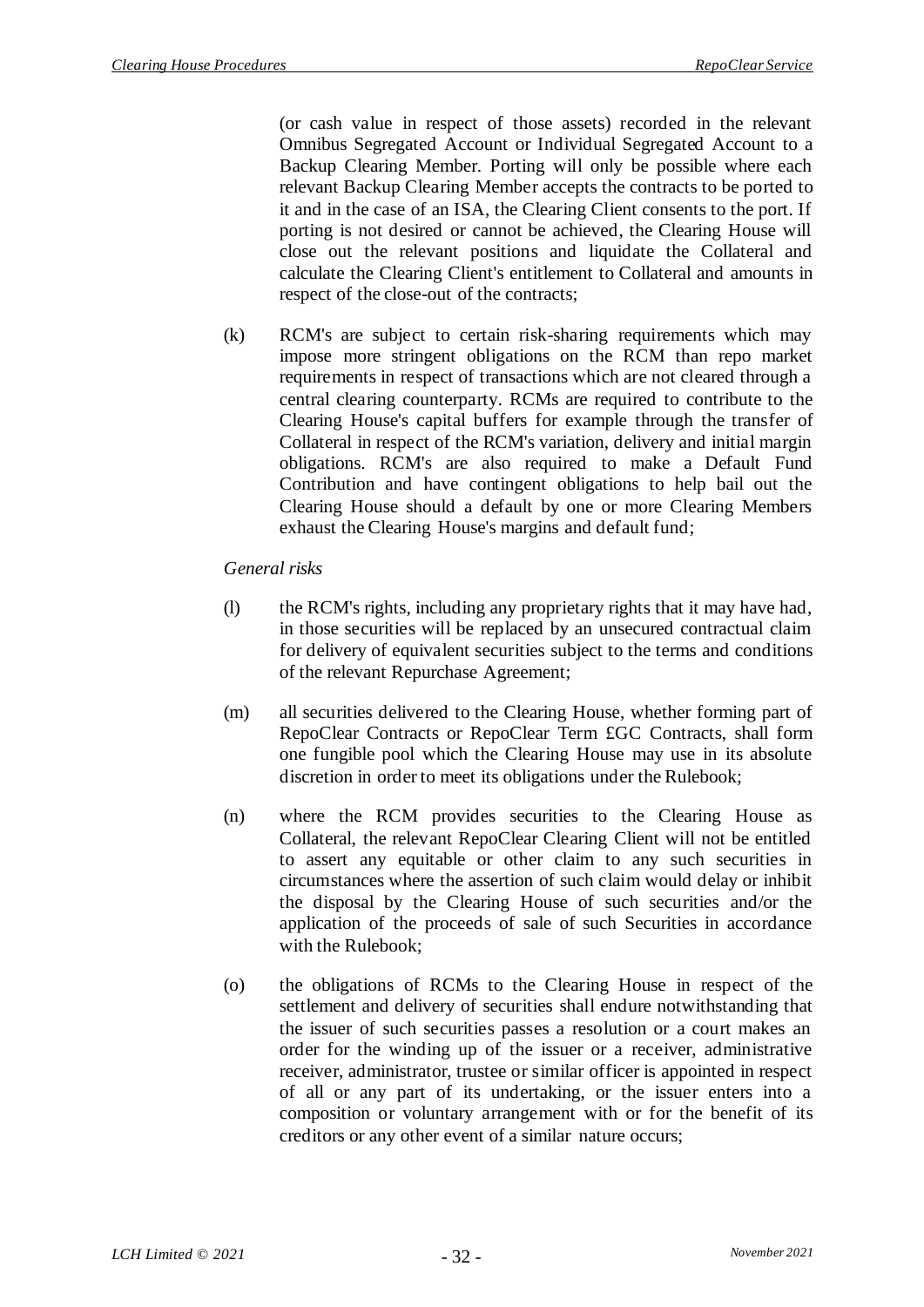(or cash value in respect of those assets) recorded in the relevant Omnibus Segregated Account or Individual Segregated Account to a Backup Clearing Member. Porting will only be possible where each relevant Backup Clearing Member accepts the contracts to be ported to it and in the case of an ISA, the Clearing Client consents to the port. If porting is not desired or cannot be achieved, the Clearing House will close out the relevant positions and liquidate the Collateral and calculate the Clearing Client's entitlement to Collateral and amounts in respect of the close-out of the contracts;

(k) RCM's are subject to certain risk-sharing requirements which may impose more stringent obligations on the RCM than repo market requirements in respect of transactions which are not cleared through a central clearing counterparty. RCMs are required to contribute to the Clearing House's capital buffers for example through the transfer of Collateral in respect of the RCM's variation, delivery and initial margin obligations. RCM's are also required to make a Default Fund Contribution and have contingent obligations to help bail out the Clearing House should a default by one or more Clearing Members exhaust the Clearing House's margins and default fund;

*General risks*

(l) the RCM's rights, including any proprietary rights that it may have had, in those securities will be replaced by an unsecured contractual claim for delivery of equivalent securities subject to the terms and conditions of the relevant Repurchase Agreement;

(m) all securities delivered to the Clearing House, whether forming part of RepoClear Contracts or RepoClear Term £GC Contracts, shall form one fungible pool which the Clearing House may use in its absolute discretion in order to meet its obligations under the Rulebook;

(n) where the RCM provides securities to the Clearing House as Collateral, the relevant RepoClear Clearing Client will not be entitled to assert any equitable or other claim to any such securities in circumstances where the assertion of such claim would delay or inhibit the disposal by the Clearing House of such securities and/or the application of the proceeds of sale of such Securities in accordance with the Rulebook;

(o) the obligations of RCMs to the Clearing House in respect of the settlement and delivery of securities shall endure notwithstanding that the issuer of such securities passes a resolution or a court makes an order for the winding up of the issuer or a receiver, administrative receiver, administrator, trustee or similar officer is appointed in respect of all or any part of its undertaking, or the issuer enters into a composition or voluntary arrangement with or for the benefit of its creditors or any other event of a similar nature occurs;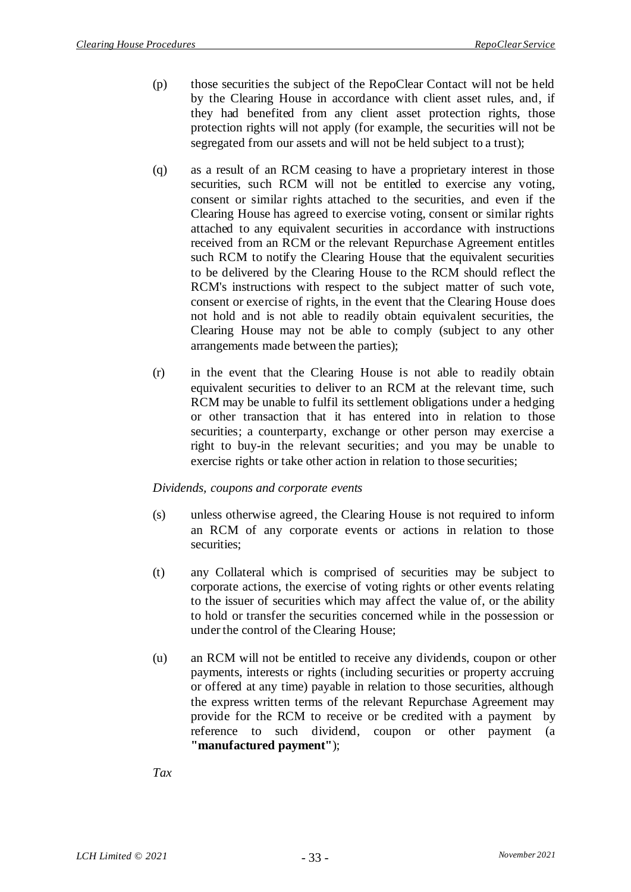(p) those securities the subject of the RepoClear Contact will not be held by the Clearing House in accordance with client asset rules, and, if they had benefited from any client asset protection rights, those protection rights will not apply (for example, the securities will not be segregated from our assets and will not be held subject to a trust);

(q) as a result of an RCM ceasing to have a proprietary interest in those securities, such RCM will not be entitled to exercise any voting, consent or similar rights attached to the securities, and even if the Clearing House has agreed to exercise voting, consent or similar rights attached to any equivalent securities in accordance with instructions received from an RCM or the relevant Repurchase Agreement entitles such RCM to notify the Clearing House that the equivalent securities to be delivered by the Clearing House to the RCM should reflect the RCM's instructions with respect to the subject matter of such vote, consent or exercise of rights, in the event that the Clearing House does not hold and is not able to readily obtain equivalent securities, the Clearing House may not be able to comply (subject to any other arrangements made between the parties);

(r) in the event that the Clearing House is not able to readily obtain equivalent securities to deliver to an RCM at the relevant time, such RCM may be unable to fulfil its settlement obligations under a hedging or other transaction that it has entered into in relation to those securities; a counterparty, exchange or other person may exercise a right to buy-in the relevant securities; and you may be unable to exercise rights or take other action in relation to those securities;

*Dividends, coupons and corporate events*

(s) unless otherwise agreed, the Clearing House is not required to inform an RCM of any corporate events or actions in relation to those securities;

(t) any Collateral which is comprised of securities may be subject to corporate actions, the exercise of voting rights or other events relating to the issuer of securities which may affect the value of, or the ability to hold or transfer the securities concerned while in the possession or under the control of the Clearing House;

(u) an RCM will not be entitled to receive any dividends, coupon or other payments, interests or rights (including securities or property accruing or offered at any time) payable in relation to those securities, although the express written terms of the relevant Repurchase Agreement may provide for the RCM to receive or be credited with a payment by reference to such dividend, coupon or other payment (a **"manufactured payment"**);

*Tax*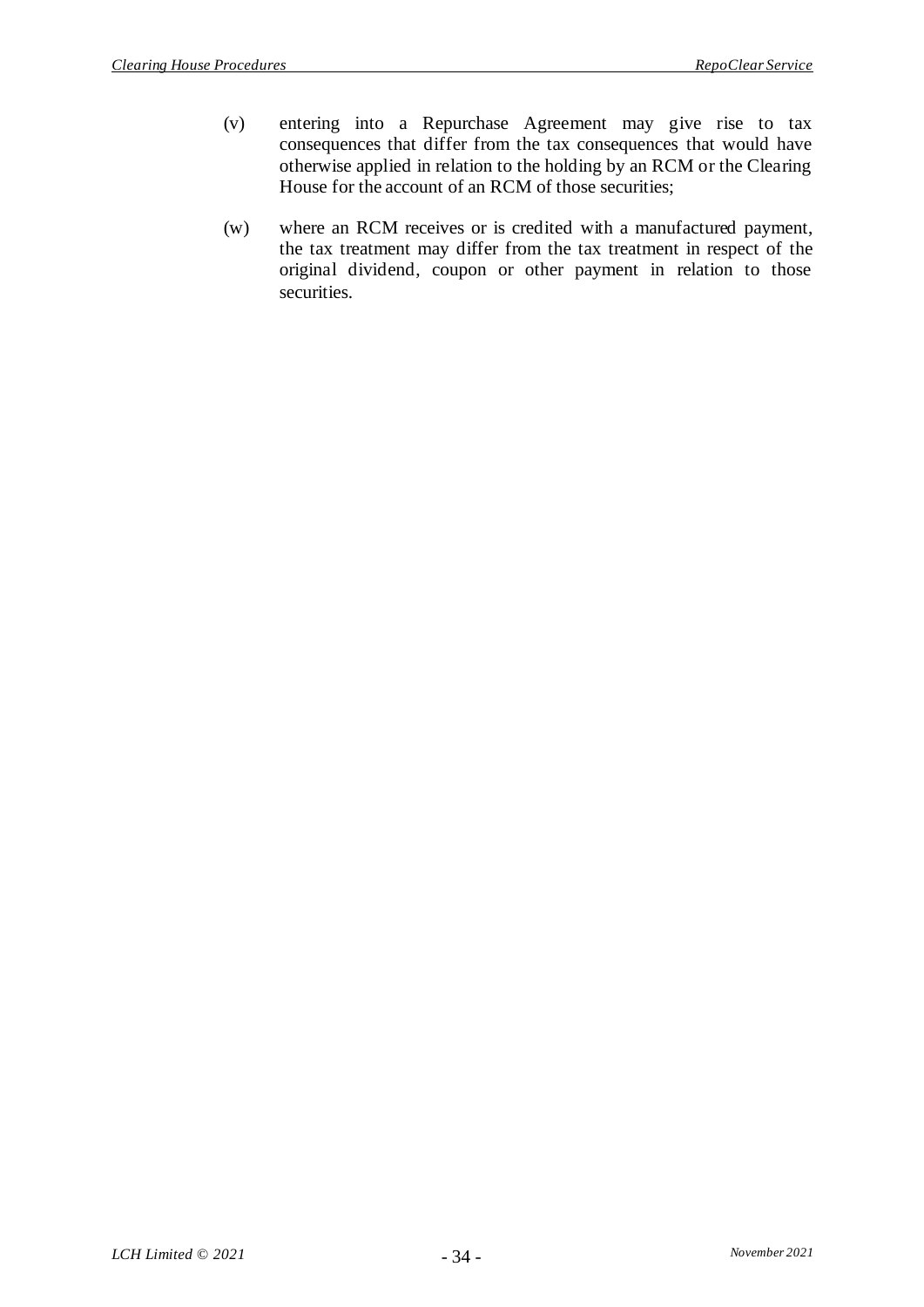(v) entering into a Repurchase Agreement may give rise to tax consequences that differ from the tax consequences that would have otherwise applied in relation to the holding by an RCM or the Clearing House for the account of an RCM of those securities;

(w) where an RCM receives or is credited with a manufactured payment, the tax treatment may differ from the tax treatment in respect of the original dividend, coupon or other payment in relation to those securities.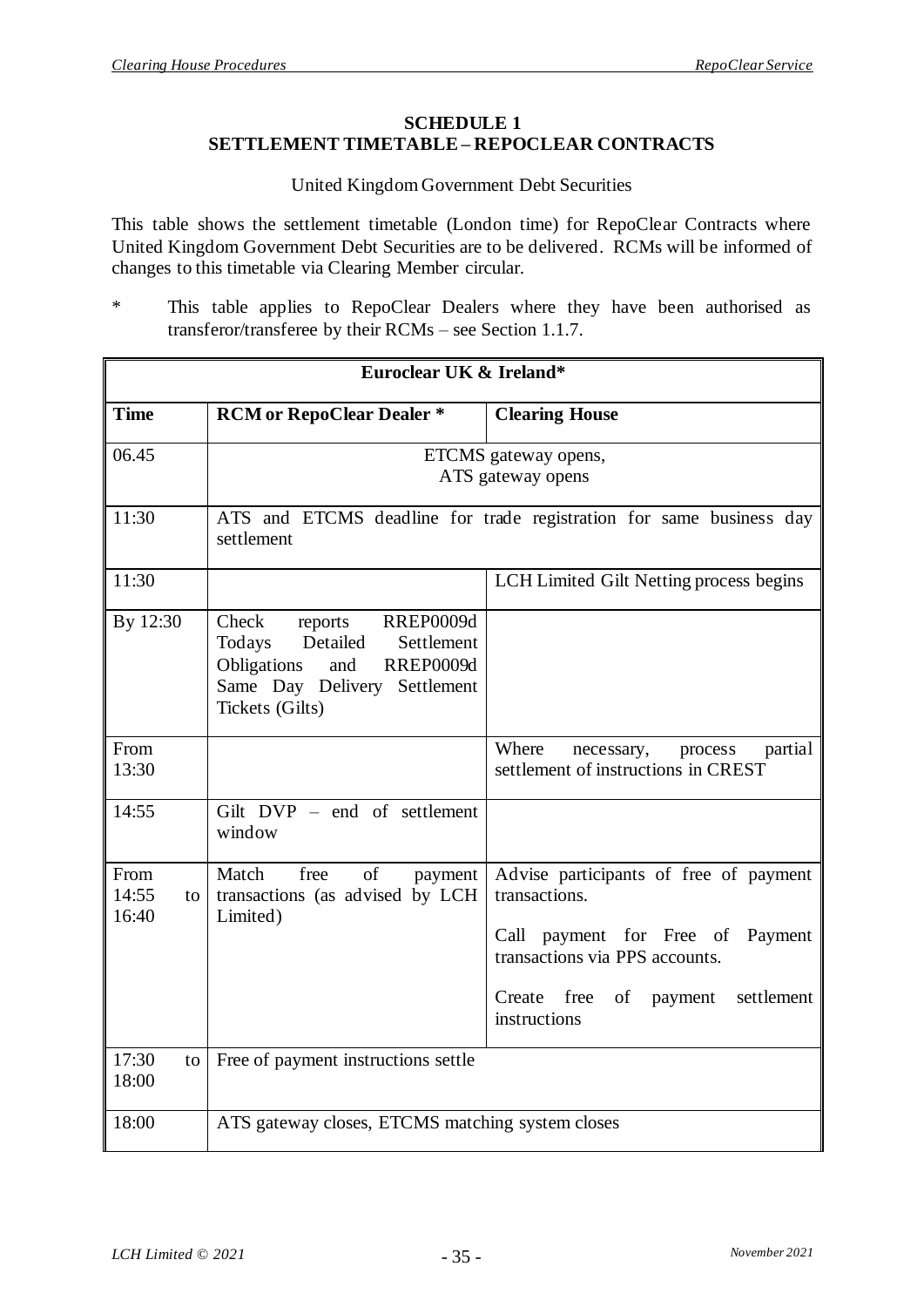**SCHEDULE 1**
**SETTLEMENT TIMETABLE – REPOCLEAR CONTRACTS**

United Kingdom Government Debt Securities

This table shows the settlement timetable (London time) for RepoClear Contracts where United Kingdom Government Debt Securities are to be delivered. RCMs will be informed of changes to this timetable via Clearing Member circular.

\* This table applies to RepoClear Dealers where they have been authorised as transferor/transferee by their RCMs – see Section 1.1.7.

| **Euroclear UK & Ireland*** | | |
|---|---|---|
| **Time** | **RCM or RepoClear Dealer *** | **Clearing House** |
| 06.45 | ETCMS gateway opens, ATS gateway opens | |
| 11:30 | ATS and ETCMS deadline for trade registration for same business day settlement | |
| 11:30 | | LCH Limited Gilt Netting process begins |
| By 12:30 | Check reports RREP0009d Todays Detailed Settlement Obligations and RREP0009d Same Day Delivery Settlement Tickets (Gilts) | |
| From 13:30 | | Where necessary, process partial settlement of instructions in CREST |
| 14:55 | Gilt DVP – end of settlement window | |
| From 14:55 to 16:40 | Match free of payment transactions (as advised by LCH Limited) | Advise participants of free of payment transactions.<br><br>Call payment for Free of Payment transactions via PPS accounts.<br><br>Create free of payment settlement instructions |
| 17:30 to 18:00 | Free of payment instructions settle | |
| 18:00 | ATS gateway closes, ETCMS matching system closes | |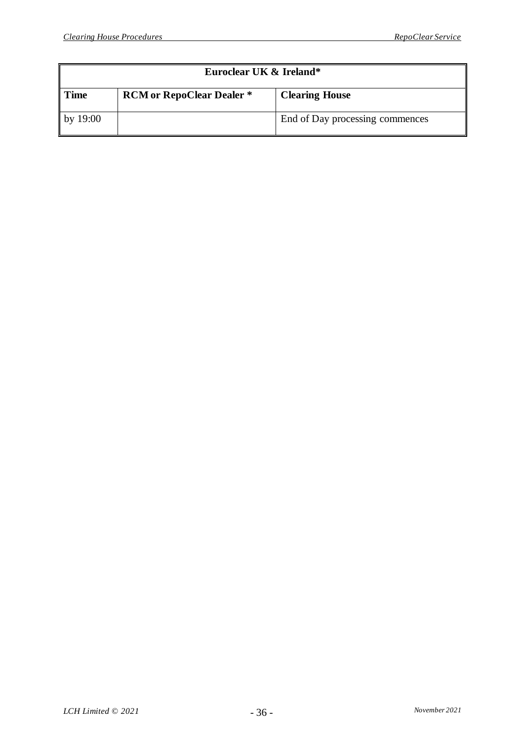| Euroclear UK & Ireland* | | |
|---|---|---|
| **Time** | **RCM or RepoClear Dealer *** | **Clearing House** |
| by 19:00 | | End of Day processing commences |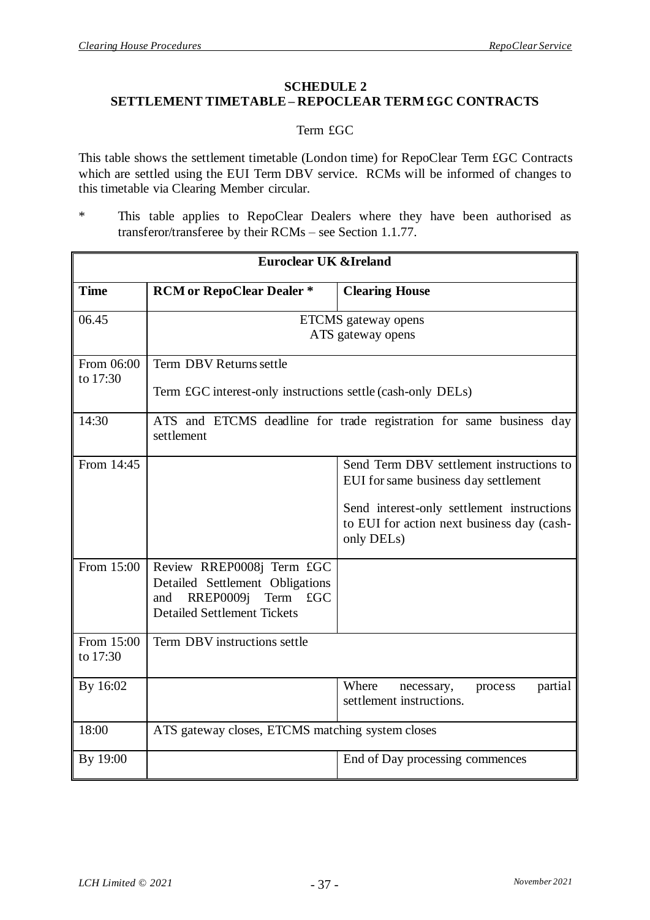## SCHEDULE 2
## SETTLEMENT TIMETABLE – REPOCLEAR TERM £GC CONTRACTS

Term £GC

This table shows the settlement timetable (London time) for RepoClear Term £GC Contracts which are settled using the EUI Term DBV service. RCMs will be informed of changes to this timetable via Clearing Member circular.

\* This table applies to RepoClear Dealers where they have been authorised as transferor/transferee by their RCMs – see Section 1.1.77.

| Euroclear UK &Ireland | | |
|---|---|---|
| **Time** | **RCM or RepoClear Dealer \*** | **Clearing House** |
| 06.45 | ETCMS gateway opens<br>ATS gateway opens | |
| From 06:00 to 17:30 | Term DBV Returns settle<br><br>Term £GC interest-only instructions settle (cash-only DELs) | |
| 14:30 | ATS and ETCMS deadline for trade registration for same business day settlement | |
| From 14:45 | | Send Term DBV settlement instructions to EUI for same business day settlement<br><br>Send interest-only settlement instructions to EUI for action next business day (cash-only DELs) |
| From 15:00 | Review RREP0008j Term £GC Detailed Settlement Obligations and RREP0009j Term £GC Detailed Settlement Tickets | |
| From 15:00 to 17:30 | Term DBV instructions settle | |
| By 16:02 | | Where necessary, process partial settlement instructions. |
| 18:00 | ATS gateway closes, ETCMS matching system closes | |
| By 19:00 | | End of Day processing commences |